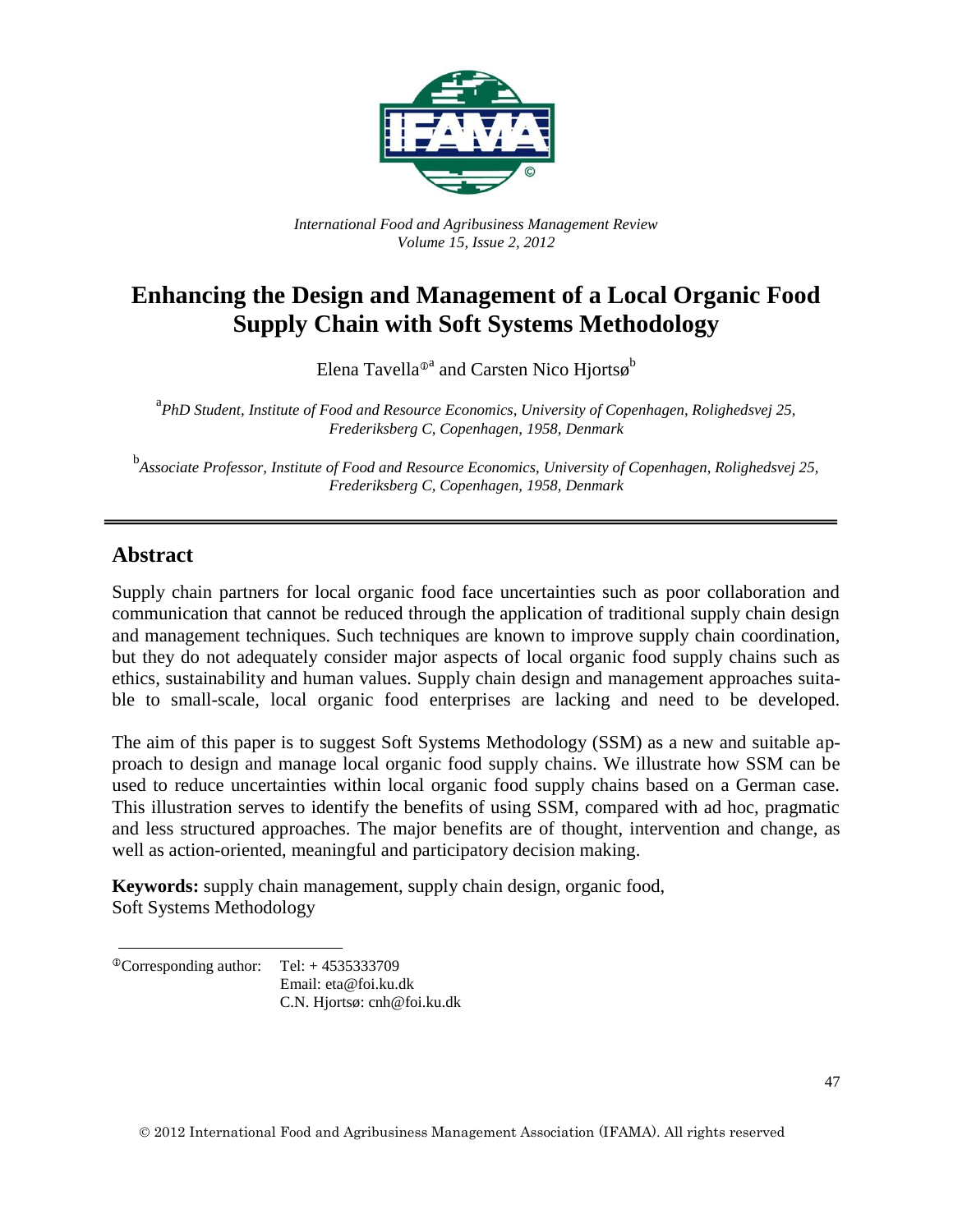*International Food and Agribusiness Management Review*
*Volume 15, Issue 2, 2012*

# Enhancing the Design and Management of a Local Organic Food Supply Chain with Soft Systems Methodology

Elena Tavella[Φa] and Carsten Nico Hjortsø[b]

[a] *PhD Student, Institute of Food and Resource Economics, University of Copenhagen, Rolighedsvej 25, Frederiksberg C, Copenhagen, 1958, Denmark*

[b] *Associate Professor, Institute of Food and Resource Economics, University of Copenhagen, Rolighedsvej 25, Frederiksberg C, Copenhagen, 1958, Denmark*

---

## Abstract

Supply chain partners for local organic food face uncertainties such as poor collaboration and communication that cannot be reduced through the application of traditional supply chain design and management techniques. Such techniques are known to improve supply chain coordination, but they do not adequately consider major aspects of local organic food supply chains such as ethics, sustainability and human values. Supply chain design and management approaches suitable to small-scale, local organic food enterprises are lacking and need to be developed.

The aim of this paper is to suggest Soft Systems Methodology (SSM) as a new and suitable approach to design and manage local organic food supply chains. We illustrate how SSM can be used to reduce uncertainties within local organic food supply chains based on a German case. This illustration serves to identify the benefits of using SSM, compared with ad hoc, pragmatic and less structured approaches. The major benefits are of thought, intervention and change, as well as action-oriented, meaningful and participatory decision making.

**Keywords:** supply chain management, supply chain design, organic food, Soft Systems Methodology

---

[Φ]Corresponding author: Tel: + 4535333709
Email: eta@foi.ku.dk
C.N. Hjortsø: cnh@foi.ku.dk

© 2012 International Food and Agribusiness Management Association (IFAMA). All rights reserved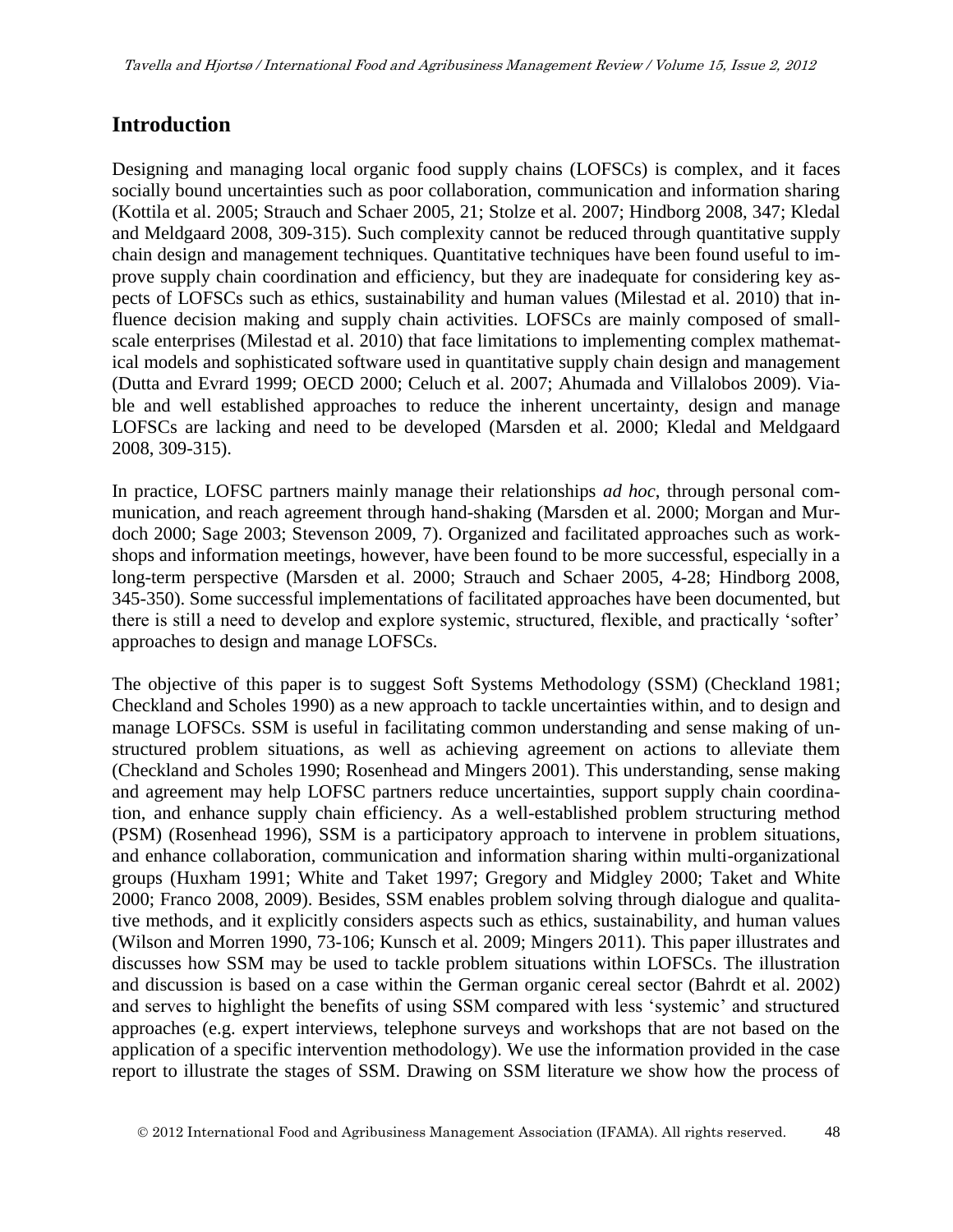## Introduction

Designing and managing local organic food supply chains (LOFSCs) is complex, and it faces socially bound uncertainties such as poor collaboration, communication and information sharing (Kottila et al. 2005; Strauch and Schaer 2005, 21; Stolze et al. 2007; Hindborg 2008, 347; Kledal and Meldgaard 2008, 309-315). Such complexity cannot be reduced through quantitative supply chain design and management techniques. Quantitative techniques have been found useful to improve supply chain coordination and efficiency, but they are inadequate for considering key aspects of LOFSCs such as ethics, sustainability and human values (Milestad et al. 2010) that influence decision making and supply chain activities. LOFSCs are mainly composed of small-scale enterprises (Milestad et al. 2010) that face limitations to implementing complex mathematical models and sophisticated software used in quantitative supply chain design and management (Dutta and Evrard 1999; OECD 2000; Celuch et al. 2007; Ahumada and Villalobos 2009). Viable and well established approaches to reduce the inherent uncertainty, design and manage LOFSCs are lacking and need to be developed (Marsden et al. 2000; Kledal and Meldgaard 2008, 309-315).

In practice, LOFSC partners mainly manage their relationships *ad hoc*, through personal communication, and reach agreement through hand-shaking (Marsden et al. 2000; Morgan and Murdoch 2000; Sage 2003; Stevenson 2009, 7). Organized and facilitated approaches such as workshops and information meetings, however, have been found to be more successful, especially in a long-term perspective (Marsden et al. 2000; Strauch and Schaer 2005, 4-28; Hindborg 2008, 345-350). Some successful implementations of facilitated approaches have been documented, but there is still a need to develop and explore systemic, structured, flexible, and practically 'softer' approaches to design and manage LOFSCs.

The objective of this paper is to suggest Soft Systems Methodology (SSM) (Checkland 1981; Checkland and Scholes 1990) as a new approach to tackle uncertainties within, and to design and manage LOFSCs. SSM is useful in facilitating common understanding and sense making of unstructured problem situations, as well as achieving agreement on actions to alleviate them (Checkland and Scholes 1990; Rosenhead and Mingers 2001). This understanding, sense making and agreement may help LOFSC partners reduce uncertainties, support supply chain coordination, and enhance supply chain efficiency. As a well-established problem structuring method (PSM) (Rosenhead 1996), SSM is a participatory approach to intervene in problem situations, and enhance collaboration, communication and information sharing within multi-organizational groups (Huxham 1991; White and Taket 1997; Gregory and Midgley 2000; Taket and White 2000; Franco 2008, 2009). Besides, SSM enables problem solving through dialogue and qualitative methods, and it explicitly considers aspects such as ethics, sustainability, and human values (Wilson and Morren 1990, 73-106; Kunsch et al. 2009; Mingers 2011). This paper illustrates and discusses how SSM may be used to tackle problem situations within LOFSCs. The illustration and discussion is based on a case within the German organic cereal sector (Bahrdt et al. 2002) and serves to highlight the benefits of using SSM compared with less 'systemic' and structured approaches (e.g. expert interviews, telephone surveys and workshops that are not based on the application of a specific intervention methodology). We use the information provided in the case report to illustrate the stages of SSM. Drawing on SSM literature we show how the process of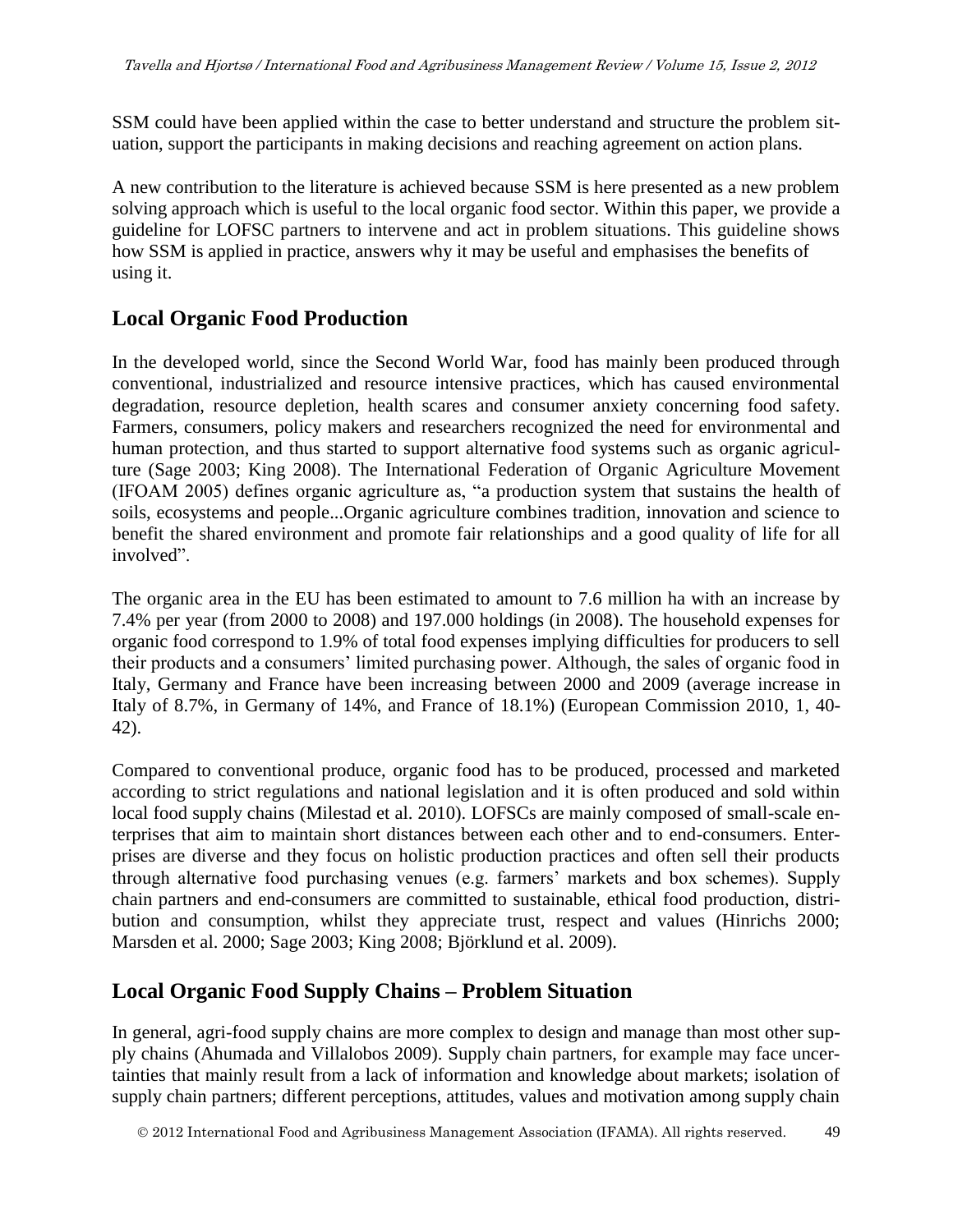SSM could have been applied within the case to better understand and structure the problem situation, support the participants in making decisions and reaching agreement on action plans.

A new contribution to the literature is achieved because SSM is here presented as a new problem solving approach which is useful to the local organic food sector. Within this paper, we provide a guideline for LOFSC partners to intervene and act in problem situations. This guideline shows how SSM is applied in practice, answers why it may be useful and emphasises the benefits of using it.

## Local Organic Food Production

In the developed world, since the Second World War, food has mainly been produced through conventional, industrialized and resource intensive practices, which has caused environmental degradation, resource depletion, health scares and consumer anxiety concerning food safety. Farmers, consumers, policy makers and researchers recognized the need for environmental and human protection, and thus started to support alternative food systems such as organic agriculture (Sage 2003; King 2008). The International Federation of Organic Agriculture Movement (IFOAM 2005) defines organic agriculture as, "a production system that sustains the health of soils, ecosystems and people...Organic agriculture combines tradition, innovation and science to benefit the shared environment and promote fair relationships and a good quality of life for all involved".

The organic area in the EU has been estimated to amount to 7.6 million ha with an increase by 7.4% per year (from 2000 to 2008) and 197.000 holdings (in 2008). The household expenses for organic food correspond to 1.9% of total food expenses implying difficulties for producers to sell their products and a consumers' limited purchasing power. Although, the sales of organic food in Italy, Germany and France have been increasing between 2000 and 2009 (average increase in Italy of 8.7%, in Germany of 14%, and France of 18.1%) (European Commission 2010, 1, 40-42).

Compared to conventional produce, organic food has to be produced, processed and marketed according to strict regulations and national legislation and it is often produced and sold within local food supply chains (Milestad et al. 2010). LOFSCs are mainly composed of small-scale enterprises that aim to maintain short distances between each other and to end-consumers. Enterprises are diverse and they focus on holistic production practices and often sell their products through alternative food purchasing venues (e.g. farmers' markets and box schemes). Supply chain partners and end-consumers are committed to sustainable, ethical food production, distribution and consumption, whilst they appreciate trust, respect and values (Hinrichs 2000; Marsden et al. 2000; Sage 2003; King 2008; Björklund et al. 2009).

## Local Organic Food Supply Chains – Problem Situation

In general, agri-food supply chains are more complex to design and manage than most other supply chains (Ahumada and Villalobos 2009). Supply chain partners, for example may face uncertainties that mainly result from a lack of information and knowledge about markets; isolation of supply chain partners; different perceptions, attitudes, values and motivation among supply chain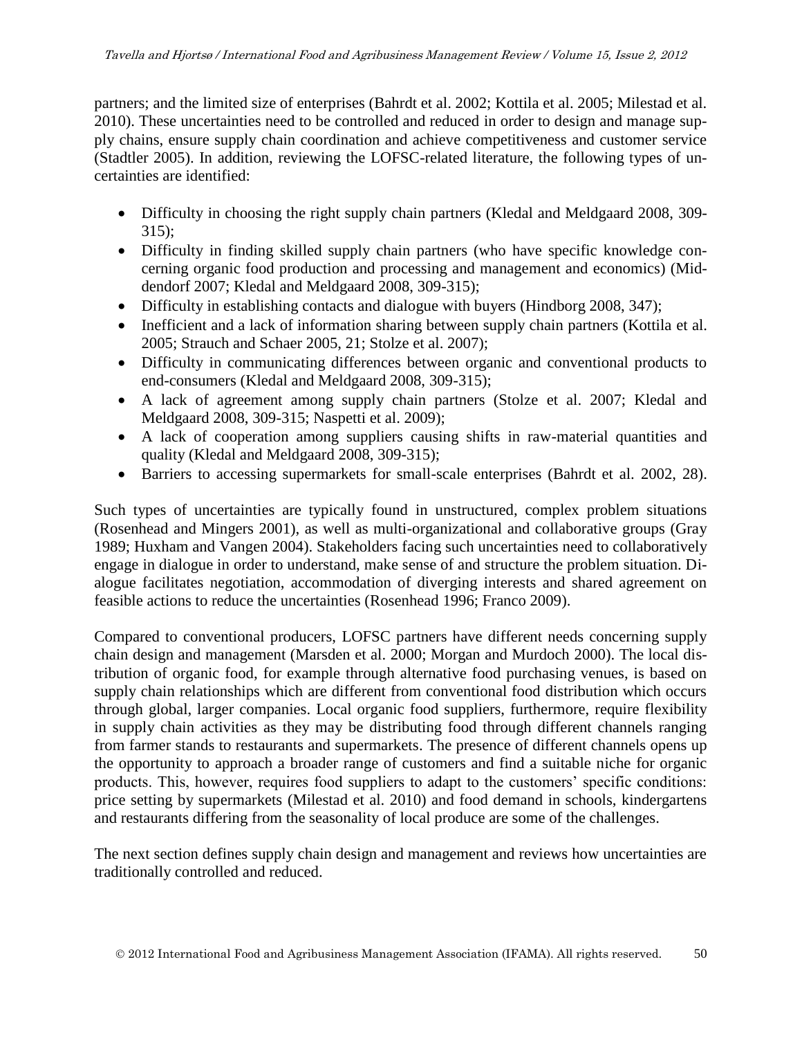partners; and the limited size of enterprises (Bahrdt et al. 2002; Kottila et al. 2005; Milestad et al. 2010). These uncertainties need to be controlled and reduced in order to design and manage supply chains, ensure supply chain coordination and achieve competitiveness and customer service (Stadtler 2005). In addition, reviewing the LOFSC-related literature, the following types of uncertainties are identified:

- Difficulty in choosing the right supply chain partners (Kledal and Meldgaard 2008, 309-315);
- Difficulty in finding skilled supply chain partners (who have specific knowledge concerning organic food production and processing and management and economics) (Middendorf 2007; Kledal and Meldgaard 2008, 309-315);
- Difficulty in establishing contacts and dialogue with buyers (Hindborg 2008, 347);
- Inefficient and a lack of information sharing between supply chain partners (Kottila et al. 2005; Strauch and Schaer 2005, 21; Stolze et al. 2007);
- Difficulty in communicating differences between organic and conventional products to end-consumers (Kledal and Meldgaard 2008, 309-315);
- A lack of agreement among supply chain partners (Stolze et al. 2007; Kledal and Meldgaard 2008, 309-315; Naspetti et al. 2009);
- A lack of cooperation among suppliers causing shifts in raw-material quantities and quality (Kledal and Meldgaard 2008, 309-315);
- Barriers to accessing supermarkets for small-scale enterprises (Bahrdt et al. 2002, 28).

Such types of uncertainties are typically found in unstructured, complex problem situations (Rosenhead and Mingers 2001), as well as multi-organizational and collaborative groups (Gray 1989; Huxham and Vangen 2004). Stakeholders facing such uncertainties need to collaboratively engage in dialogue in order to understand, make sense of and structure the problem situation. Dialogue facilitates negotiation, accommodation of diverging interests and shared agreement on feasible actions to reduce the uncertainties (Rosenhead 1996; Franco 2009).

Compared to conventional producers, LOFSC partners have different needs concerning supply chain design and management (Marsden et al. 2000; Morgan and Murdoch 2000). The local distribution of organic food, for example through alternative food purchasing venues, is based on supply chain relationships which are different from conventional food distribution which occurs through global, larger companies. Local organic food suppliers, furthermore, require flexibility in supply chain activities as they may be distributing food through different channels ranging from farmer stands to restaurants and supermarkets. The presence of different channels opens up the opportunity to approach a broader range of customers and find a suitable niche for organic products. This, however, requires food suppliers to adapt to the customers' specific conditions: price setting by supermarkets (Milestad et al. 2010) and food demand in schools, kindergartens and restaurants differing from the seasonality of local produce are some of the challenges.

The next section defines supply chain design and management and reviews how uncertainties are traditionally controlled and reduced.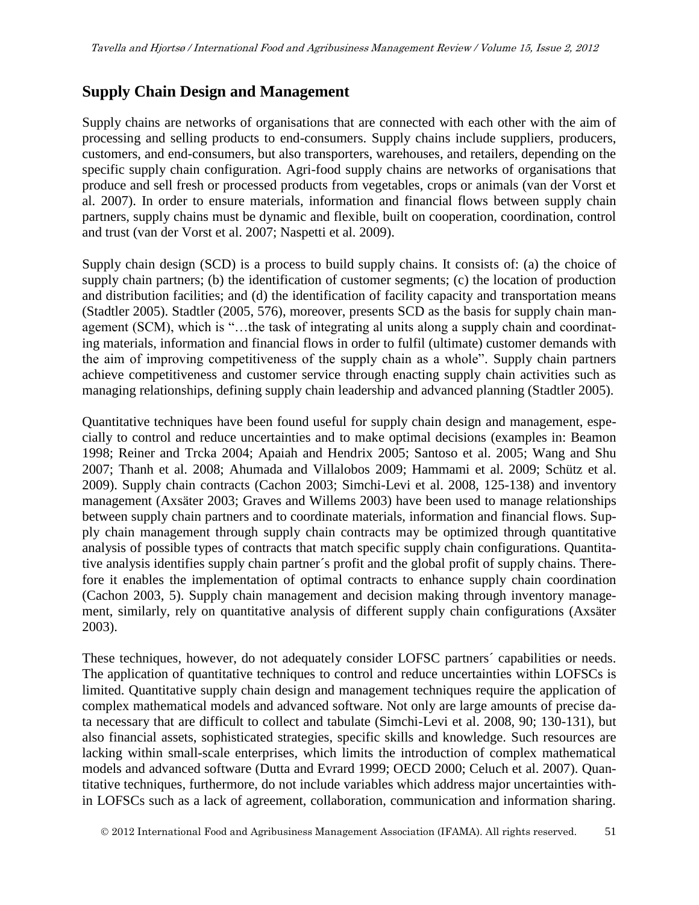## Supply Chain Design and Management

Supply chains are networks of organisations that are connected with each other with the aim of processing and selling products to end-consumers. Supply chains include suppliers, producers, customers, and end-consumers, but also transporters, warehouses, and retailers, depending on the specific supply chain configuration. Agri-food supply chains are networks of organisations that produce and sell fresh or processed products from vegetables, crops or animals (van der Vorst et al. 2007). In order to ensure materials, information and financial flows between supply chain partners, supply chains must be dynamic and flexible, built on cooperation, coordination, control and trust (van der Vorst et al. 2007; Naspetti et al. 2009).

Supply chain design (SCD) is a process to build supply chains. It consists of: (a) the choice of supply chain partners; (b) the identification of customer segments; (c) the location of production and distribution facilities; and (d) the identification of facility capacity and transportation means (Stadtler 2005). Stadtler (2005, 576), moreover, presents SCD as the basis for supply chain management (SCM), which is "…the task of integrating al units along a supply chain and coordinating materials, information and financial flows in order to fulfil (ultimate) customer demands with the aim of improving competitiveness of the supply chain as a whole". Supply chain partners achieve competitiveness and customer service through enacting supply chain activities such as managing relationships, defining supply chain leadership and advanced planning (Stadtler 2005).

Quantitative techniques have been found useful for supply chain design and management, especially to control and reduce uncertainties and to make optimal decisions (examples in: Beamon 1998; Reiner and Trcka 2004; Apaiah and Hendrix 2005; Santoso et al. 2005; Wang and Shu 2007; Thanh et al. 2008; Ahumada and Villalobos 2009; Hammami et al. 2009; Schütz et al. 2009). Supply chain contracts (Cachon 2003; Simchi-Levi et al. 2008, 125-138) and inventory management (Axsäter 2003; Graves and Willems 2003) have been used to manage relationships between supply chain partners and to coordinate materials, information and financial flows. Supply chain management through supply chain contracts may be optimized through quantitative analysis of possible types of contracts that match specific supply chain configurations. Quantitative analysis identifies supply chain partner´s profit and the global profit of supply chains. Therefore it enables the implementation of optimal contracts to enhance supply chain coordination (Cachon 2003, 5). Supply chain management and decision making through inventory management, similarly, rely on quantitative analysis of different supply chain configurations (Axsäter 2003).

These techniques, however, do not adequately consider LOFSC partners´ capabilities or needs. The application of quantitative techniques to control and reduce uncertainties within LOFSCs is limited. Quantitative supply chain design and management techniques require the application of complex mathematical models and advanced software. Not only are large amounts of precise data necessary that are difficult to collect and tabulate (Simchi-Levi et al. 2008, 90; 130-131), but also financial assets, sophisticated strategies, specific skills and knowledge. Such resources are lacking within small-scale enterprises, which limits the introduction of complex mathematical models and advanced software (Dutta and Evrard 1999; OECD 2000; Celuch et al. 2007). Quantitative techniques, furthermore, do not include variables which address major uncertainties within LOFSCs such as a lack of agreement, collaboration, communication and information sharing.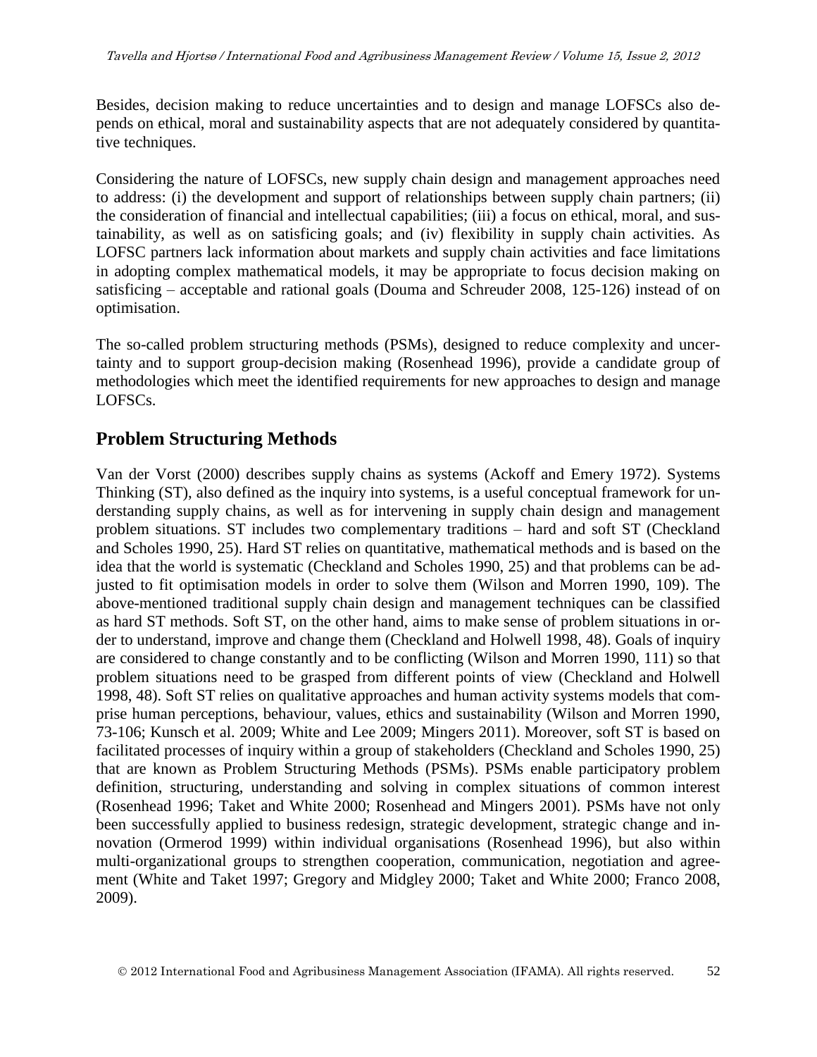Besides, decision making to reduce uncertainties and to design and manage LOFSCs also depends on ethical, moral and sustainability aspects that are not adequately considered by quantitative techniques.

Considering the nature of LOFSCs, new supply chain design and management approaches need to address: (i) the development and support of relationships between supply chain partners; (ii) the consideration of financial and intellectual capabilities; (iii) a focus on ethical, moral, and sustainability, as well as on satisficing goals; and (iv) flexibility in supply chain activities. As LOFSC partners lack information about markets and supply chain activities and face limitations in adopting complex mathematical models, it may be appropriate to focus decision making on satisficing – acceptable and rational goals (Douma and Schreuder 2008, 125-126) instead of on optimisation.

The so-called problem structuring methods (PSMs), designed to reduce complexity and uncertainty and to support group-decision making (Rosenhead 1996), provide a candidate group of methodologies which meet the identified requirements for new approaches to design and manage LOFSCs.

## Problem Structuring Methods

Van der Vorst (2000) describes supply chains as systems (Ackoff and Emery 1972). Systems Thinking (ST), also defined as the inquiry into systems, is a useful conceptual framework for understanding supply chains, as well as for intervening in supply chain design and management problem situations. ST includes two complementary traditions – hard and soft ST (Checkland and Scholes 1990, 25). Hard ST relies on quantitative, mathematical methods and is based on the idea that the world is systematic (Checkland and Scholes 1990, 25) and that problems can be adjusted to fit optimisation models in order to solve them (Wilson and Morren 1990, 109). The above-mentioned traditional supply chain design and management techniques can be classified as hard ST methods. Soft ST, on the other hand, aims to make sense of problem situations in order to understand, improve and change them (Checkland and Holwell 1998, 48). Goals of inquiry are considered to change constantly and to be conflicting (Wilson and Morren 1990, 111) so that problem situations need to be grasped from different points of view (Checkland and Holwell 1998, 48). Soft ST relies on qualitative approaches and human activity systems models that comprise human perceptions, behaviour, values, ethics and sustainability (Wilson and Morren 1990, 73-106; Kunsch et al. 2009; White and Lee 2009; Mingers 2011). Moreover, soft ST is based on facilitated processes of inquiry within a group of stakeholders (Checkland and Scholes 1990, 25) that are known as Problem Structuring Methods (PSMs). PSMs enable participatory problem definition, structuring, understanding and solving in complex situations of common interest (Rosenhead 1996; Taket and White 2000; Rosenhead and Mingers 2001). PSMs have not only been successfully applied to business redesign, strategic development, strategic change and innovation (Ormerod 1999) within individual organisations (Rosenhead 1996), but also within multi-organizational groups to strengthen cooperation, communication, negotiation and agreement (White and Taket 1997; Gregory and Midgley 2000; Taket and White 2000; Franco 2008, 2009).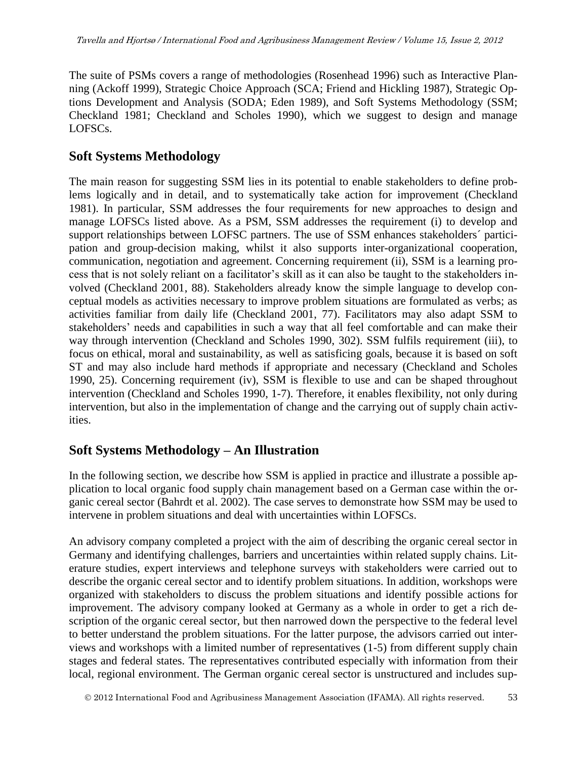The suite of PSMs covers a range of methodologies (Rosenhead 1996) such as Interactive Planning (Ackoff 1999), Strategic Choice Approach (SCA; Friend and Hickling 1987), Strategic Options Development and Analysis (SODA; Eden 1989), and Soft Systems Methodology (SSM; Checkland 1981; Checkland and Scholes 1990), which we suggest to design and manage LOFSCs.

## Soft Systems Methodology

The main reason for suggesting SSM lies in its potential to enable stakeholders to define problems logically and in detail, and to systematically take action for improvement (Checkland 1981). In particular, SSM addresses the four requirements for new approaches to design and manage LOFSCs listed above. As a PSM, SSM addresses the requirement (i) to develop and support relationships between LOFSC partners. The use of SSM enhances stakeholders´ participation and group-decision making, whilst it also supports inter-organizational cooperation, communication, negotiation and agreement. Concerning requirement (ii), SSM is a learning process that is not solely reliant on a facilitator's skill as it can also be taught to the stakeholders involved (Checkland 2001, 88). Stakeholders already know the simple language to develop conceptual models as activities necessary to improve problem situations are formulated as verbs; as activities familiar from daily life (Checkland 2001, 77). Facilitators may also adapt SSM to stakeholders' needs and capabilities in such a way that all feel comfortable and can make their way through intervention (Checkland and Scholes 1990, 302). SSM fulfils requirement (iii), to focus on ethical, moral and sustainability, as well as satisficing goals, because it is based on soft ST and may also include hard methods if appropriate and necessary (Checkland and Scholes 1990, 25). Concerning requirement (iv), SSM is flexible to use and can be shaped throughout intervention (Checkland and Scholes 1990, 1-7). Therefore, it enables flexibility, not only during intervention, but also in the implementation of change and the carrying out of supply chain activities.

## Soft Systems Methodology – An Illustration

In the following section, we describe how SSM is applied in practice and illustrate a possible application to local organic food supply chain management based on a German case within the organic cereal sector (Bahrdt et al. 2002). The case serves to demonstrate how SSM may be used to intervene in problem situations and deal with uncertainties within LOFSCs.

An advisory company completed a project with the aim of describing the organic cereal sector in Germany and identifying challenges, barriers and uncertainties within related supply chains. Literature studies, expert interviews and telephone surveys with stakeholders were carried out to describe the organic cereal sector and to identify problem situations. In addition, workshops were organized with stakeholders to discuss the problem situations and identify possible actions for improvement. The advisory company looked at Germany as a whole in order to get a rich description of the organic cereal sector, but then narrowed down the perspective to the federal level to better understand the problem situations. For the latter purpose, the advisors carried out interviews and workshops with a limited number of representatives (1-5) from different supply chain stages and federal states. The representatives contributed especially with information from their local, regional environment. The German organic cereal sector is unstructured and includes sup-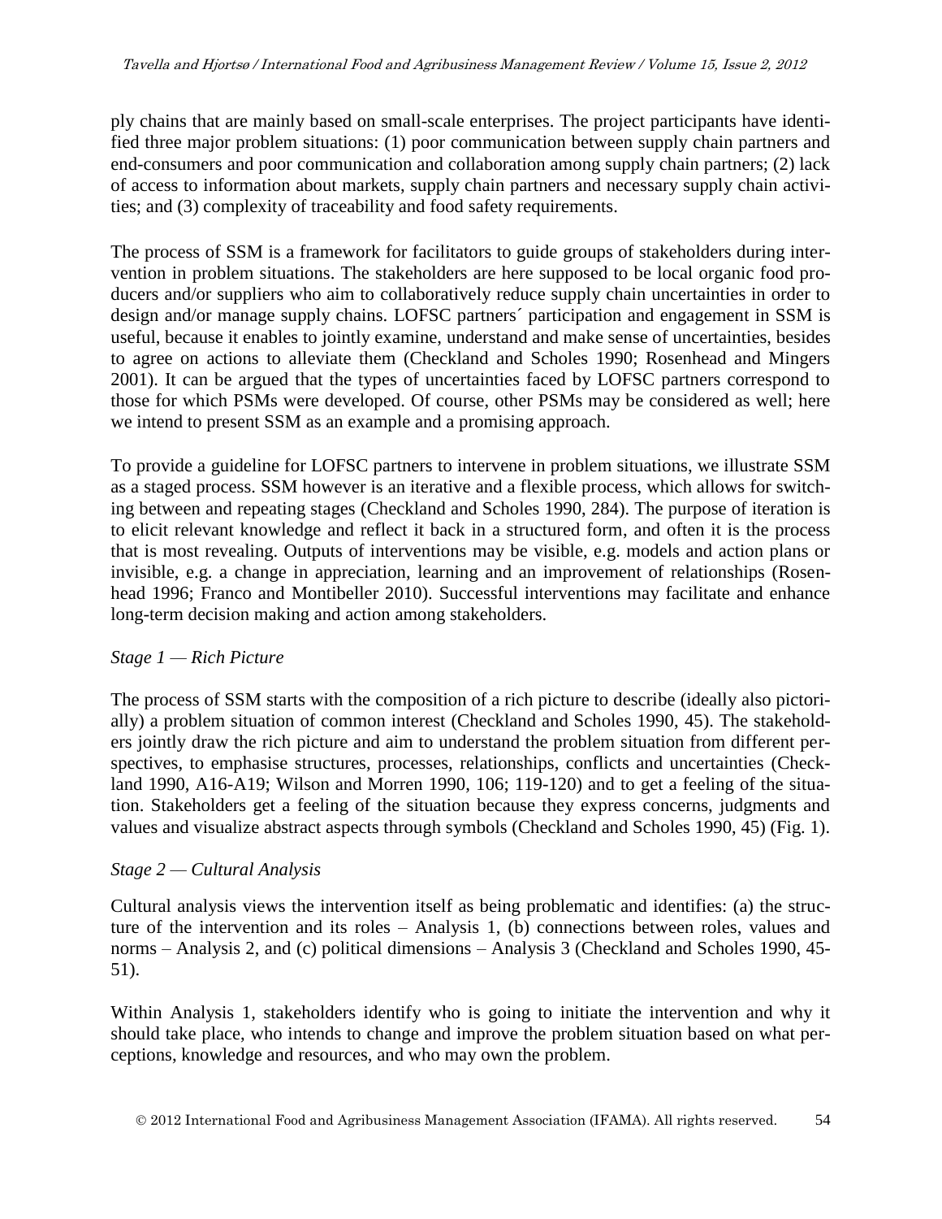ply chains that are mainly based on small-scale enterprises. The project participants have identified three major problem situations: (1) poor communication between supply chain partners and end-consumers and poor communication and collaboration among supply chain partners; (2) lack of access to information about markets, supply chain partners and necessary supply chain activities; and (3) complexity of traceability and food safety requirements.

The process of SSM is a framework for facilitators to guide groups of stakeholders during intervention in problem situations. The stakeholders are here supposed to be local organic food producers and/or suppliers who aim to collaboratively reduce supply chain uncertainties in order to design and/or manage supply chains. LOFSC partners´ participation and engagement in SSM is useful, because it enables to jointly examine, understand and make sense of uncertainties, besides to agree on actions to alleviate them (Checkland and Scholes 1990; Rosenhead and Mingers 2001). It can be argued that the types of uncertainties faced by LOFSC partners correspond to those for which PSMs were developed. Of course, other PSMs may be considered as well; here we intend to present SSM as an example and a promising approach.

To provide a guideline for LOFSC partners to intervene in problem situations, we illustrate SSM as a staged process. SSM however is an iterative and a flexible process, which allows for switching between and repeating stages (Checkland and Scholes 1990, 284). The purpose of iteration is to elicit relevant knowledge and reflect it back in a structured form, and often it is the process that is most revealing. Outputs of interventions may be visible, e.g. models and action plans or invisible, e.g. a change in appreciation, learning and an improvement of relationships (Rosenhead 1996; Franco and Montibeller 2010). Successful interventions may facilitate and enhance long-term decision making and action among stakeholders.

*Stage 1 — Rich Picture*

The process of SSM starts with the composition of a rich picture to describe (ideally also pictorially) a problem situation of common interest (Checkland and Scholes 1990, 45). The stakeholders jointly draw the rich picture and aim to understand the problem situation from different perspectives, to emphasise structures, processes, relationships, conflicts and uncertainties (Checkland 1990, A16-A19; Wilson and Morren 1990, 106; 119-120) and to get a feeling of the situation. Stakeholders get a feeling of the situation because they express concerns, judgments and values and visualize abstract aspects through symbols (Checkland and Scholes 1990, 45) (Fig. 1).

*Stage 2 — Cultural Analysis*

Cultural analysis views the intervention itself as being problematic and identifies: (a) the structure of the intervention and its roles – Analysis 1, (b) connections between roles, values and norms – Analysis 2, and (c) political dimensions – Analysis 3 (Checkland and Scholes 1990, 45-51).

Within Analysis 1, stakeholders identify who is going to initiate the intervention and why it should take place, who intends to change and improve the problem situation based on what perceptions, knowledge and resources, and who may own the problem.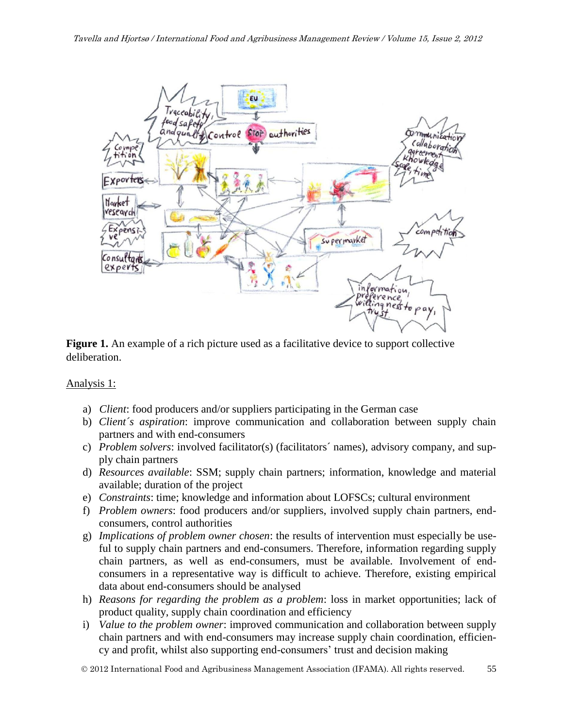**Figure 1.** An example of a rich picture used as a facilitative device to support collective deliberation.

Analysis 1:

a) *Client*: food producers and/or suppliers participating in the German case
b) *Client´s aspiration*: improve communication and collaboration between supply chain partners and with end-consumers
c) *Problem solvers*: involved facilitator(s) (facilitators´ names), advisory company, and supply chain partners
d) *Resources available*: SSM; supply chain partners; information, knowledge and material available; duration of the project
e) *Constraints*: time; knowledge and information about LOFSCs; cultural environment
f) *Problem owners*: food producers and/or suppliers, involved supply chain partners, end-consumers, control authorities
g) *Implications of problem owner chosen*: the results of intervention must especially be useful to supply chain partners and end-consumers. Therefore, information regarding supply chain partners, as well as end-consumers, must be available. Involvement of end-consumers in a representative way is difficult to achieve. Therefore, existing empirical data about end-consumers should be analysed
h) *Reasons for regarding the problem as a problem*: loss in market opportunities; lack of product quality, supply chain coordination and efficiency
i) *Value to the problem owner*: improved communication and collaboration between supply chain partners and with end-consumers may increase supply chain coordination, efficiency and profit, whilst also supporting end-consumers' trust and decision making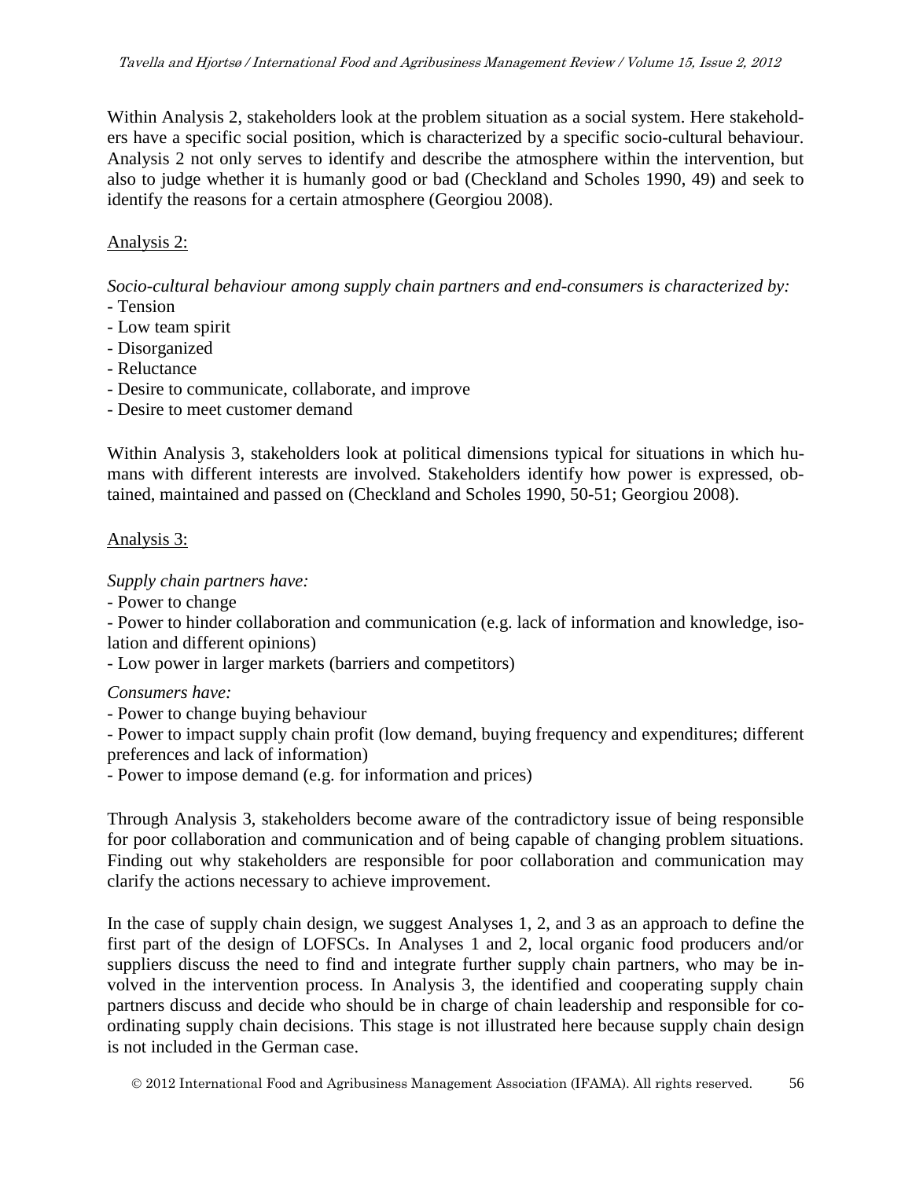Within Analysis 2, stakeholders look at the problem situation as a social system. Here stakeholders have a specific social position, which is characterized by a specific socio-cultural behaviour. Analysis 2 not only serves to identify and describe the atmosphere within the intervention, but also to judge whether it is humanly good or bad (Checkland and Scholes 1990, 49) and seek to identify the reasons for a certain atmosphere (Georgiou 2008).

<u>Analysis 2:</u>

*Socio-cultural behaviour among supply chain partners and end-consumers is characterized by:*
- Tension
- Low team spirit
- Disorganized
- Reluctance
- Desire to communicate, collaborate, and improve
- Desire to meet customer demand

Within Analysis 3, stakeholders look at political dimensions typical for situations in which humans with different interests are involved. Stakeholders identify how power is expressed, obtained, maintained and passed on (Checkland and Scholes 1990, 50-51; Georgiou 2008).

<u>Analysis 3:</u>

*Supply chain partners have:*
- Power to change
- Power to hinder collaboration and communication (e.g. lack of information and knowledge, isolation and different opinions)
- Low power in larger markets (barriers and competitors)

*Consumers have:*
- Power to change buying behaviour
- Power to impact supply chain profit (low demand, buying frequency and expenditures; different preferences and lack of information)
- Power to impose demand (e.g. for information and prices)

Through Analysis 3, stakeholders become aware of the contradictory issue of being responsible for poor collaboration and communication and of being capable of changing problem situations. Finding out why stakeholders are responsible for poor collaboration and communication may clarify the actions necessary to achieve improvement.

In the case of supply chain design, we suggest Analyses 1, 2, and 3 as an approach to define the first part of the design of LOFSCs. In Analyses 1 and 2, local organic food producers and/or suppliers discuss the need to find and integrate further supply chain partners, who may be involved in the intervention process. In Analysis 3, the identified and cooperating supply chain partners discuss and decide who should be in charge of chain leadership and responsible for coordinating supply chain decisions. This stage is not illustrated here because supply chain design is not included in the German case.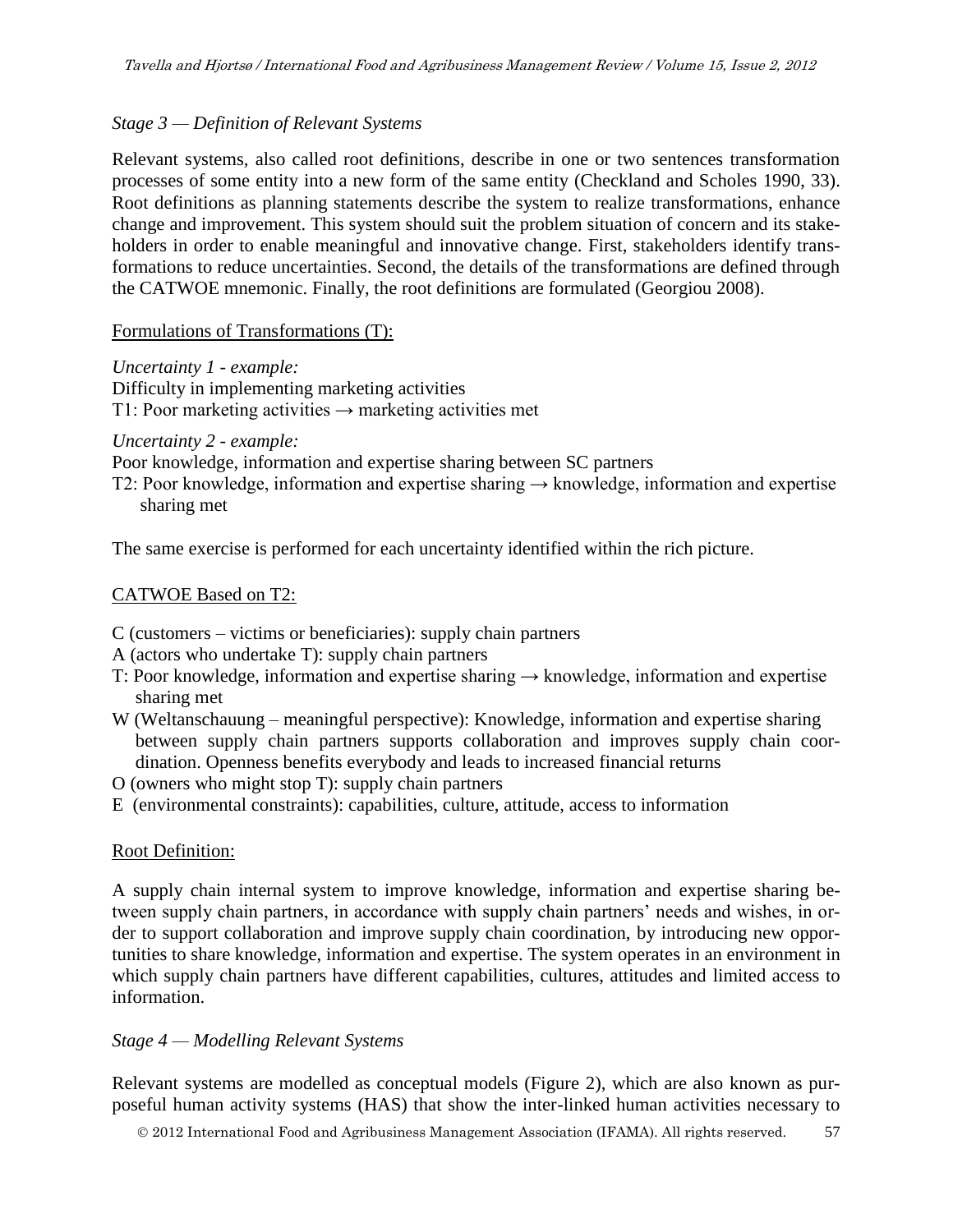*Stage 3 — Definition of Relevant Systems*

Relevant systems, also called root definitions, describe in one or two sentences transformation processes of some entity into a new form of the same entity (Checkland and Scholes 1990, 33). Root definitions as planning statements describe the system to realize transformations, enhance change and improvement. This system should suit the problem situation of concern and its stakeholders in order to enable meaningful and innovative change. First, stakeholders identify transformations to reduce uncertainties. Second, the details of the transformations are defined through the CATWOE mnemonic. Finally, the root definitions are formulated (Georgiou 2008).

Formulations of Transformations (T):

*Uncertainty 1 - example:*
Difficulty in implementing marketing activities
T1: Poor marketing activities → marketing activities met

*Uncertainty 2 - example:*
Poor knowledge, information and expertise sharing between SC partners
T2: Poor knowledge, information and expertise sharing → knowledge, information and expertise sharing met

The same exercise is performed for each uncertainty identified within the rich picture.

CATWOE Based on T2:

C (customers – victims or beneficiaries): supply chain partners
A (actors who undertake T): supply chain partners
T: Poor knowledge, information and expertise sharing → knowledge, information and expertise sharing met
W (Weltanschauung – meaningful perspective): Knowledge, information and expertise sharing between supply chain partners supports collaboration and improves supply chain coordination. Openness benefits everybody and leads to increased financial returns
O (owners who might stop T): supply chain partners
E (environmental constraints): capabilities, culture, attitude, access to information

Root Definition:

A supply chain internal system to improve knowledge, information and expertise sharing between supply chain partners, in accordance with supply chain partners' needs and wishes, in order to support collaboration and improve supply chain coordination, by introducing new opportunities to share knowledge, information and expertise. The system operates in an environment in which supply chain partners have different capabilities, cultures, attitudes and limited access to information.

*Stage 4 — Modelling Relevant Systems*

Relevant systems are modelled as conceptual models (Figure 2), which are also known as purposeful human activity systems (HAS) that show the inter-linked human activities necessary to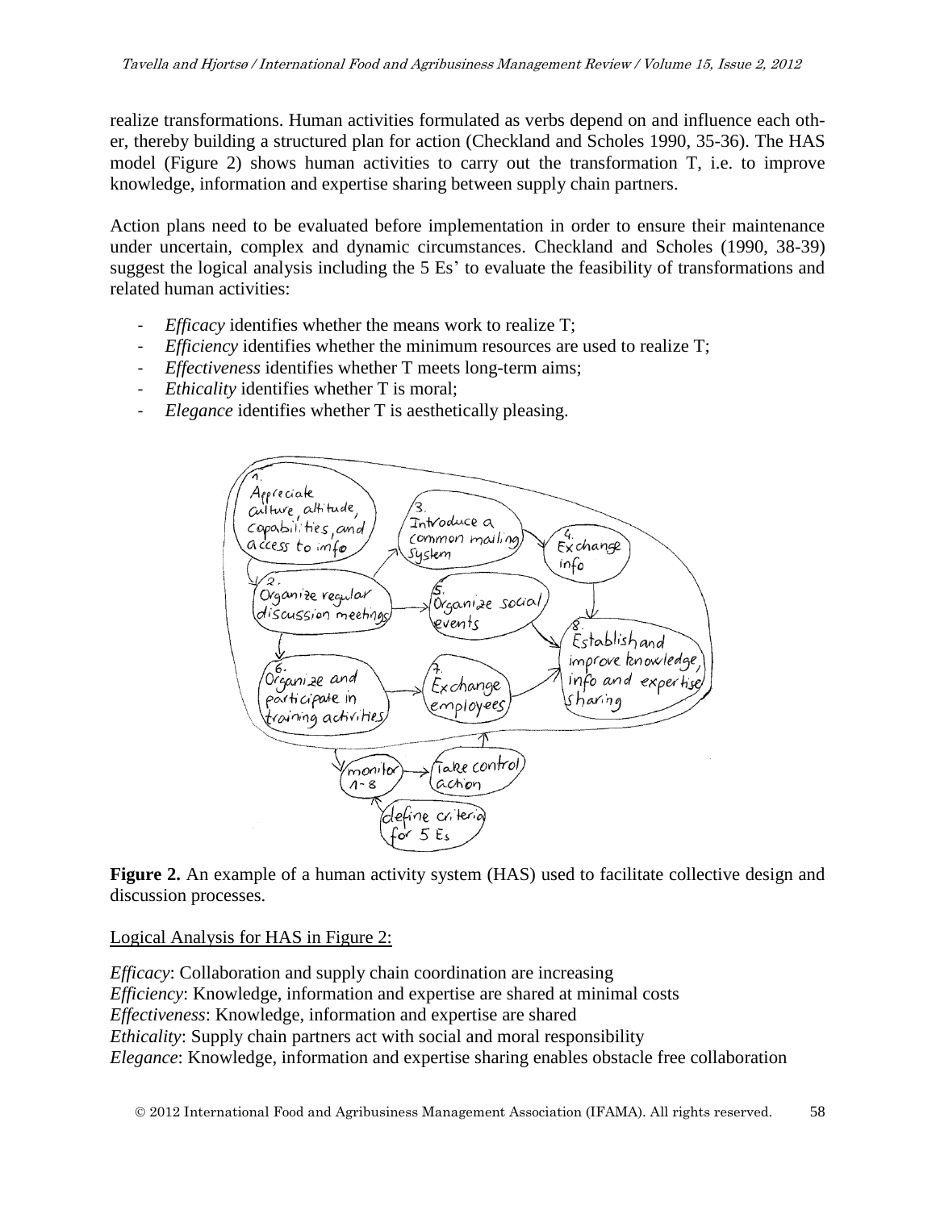realize transformations. Human activities formulated as verbs depend on and influence each other, thereby building a structured plan for action (Checkland and Scholes 1990, 35-36). The HAS model (Figure 2) shows human activities to carry out the transformation T, i.e. to improve knowledge, information and expertise sharing between supply chain partners.

Action plans need to be evaluated before implementation in order to ensure their maintenance under uncertain, complex and dynamic circumstances. Checkland and Scholes (1990, 38-39) suggest the logical analysis including the 5 Es' to evaluate the feasibility of transformations and related human activities:

- *Efficacy* identifies whether the means work to realize T;
- *Efficiency* identifies whether the minimum resources are used to realize T;
- *Effectiveness* identifies whether T meets long-term aims;
- *Ethicality* identifies whether T is moral;
- *Elegance* identifies whether T is aesthetically pleasing.

**Figure 2.** An example of a human activity system (HAS) used to facilitate collective design and discussion processes.

Logical Analysis for HAS in Figure 2:

*Efficacy*: Collaboration and supply chain coordination are increasing
*Efficiency*: Knowledge, information and expertise are shared at minimal costs
*Effectiveness*: Knowledge, information and expertise are shared
*Ethicality*: Supply chain partners act with social and moral responsibility
*Elegance*: Knowledge, information and expertise sharing enables obstacle free collaboration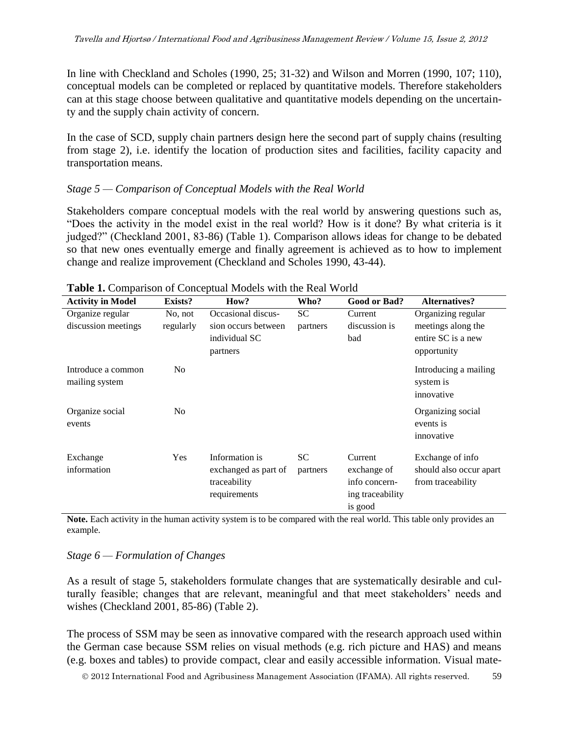In line with Checkland and Scholes (1990, 25; 31-32) and Wilson and Morren (1990, 107; 110), conceptual models can be completed or replaced by quantitative models. Therefore stakeholders can at this stage choose between qualitative and quantitative models depending on the uncertainty and the supply chain activity of concern.

In the case of SCD, supply chain partners design here the second part of supply chains (resulting from stage 2), i.e. identify the location of production sites and facilities, facility capacity and transportation means.

*Stage 5 — Comparison of Conceptual Models with the Real World*

Stakeholders compare conceptual models with the real world by answering questions such as, "Does the activity in the model exist in the real world? How is it done? By what criteria is it judged?" (Checkland 2001, 83-86) (Table 1). Comparison allows ideas for change to be debated so that new ones eventually emerge and finally agreement is achieved as to how to implement change and realize improvement (Checkland and Scholes 1990, 43-44).

**Table 1.** Comparison of Conceptual Models with the Real World

| Activity in Model | Exists? | How? | Who? | Good or Bad? | Alternatives? |
|---|---|---|---|---|---|
| Organize regular discussion meetings | No, not regularly | Occasional discussion occurs between individual SC partners | SC partners | Current discussion is bad | Organizing regular meetings along the entire SC is a new opportunity |
| Introduce a common mailing system | No | | | | Introducing a mailing system is innovative |
| Organize social events | No | | | | Organizing social events is innovative |
| Exchange information | Yes | Information is exchanged as part of traceability requirements | SC partners | Current exchange of info concerning traceability is good | Exchange of info should also occur apart from traceability |

**Note.** Each activity in the human activity system is to be compared with the real world. This table only provides an example.

*Stage 6 — Formulation of Changes*

As a result of stage 5, stakeholders formulate changes that are systematically desirable and culturally feasible; changes that are relevant, meaningful and that meet stakeholders' needs and wishes (Checkland 2001, 85-86) (Table 2).

The process of SSM may be seen as innovative compared with the research approach used within the German case because SSM relies on visual methods (e.g. rich picture and HAS) and means (e.g. boxes and tables) to provide compact, clear and easily accessible information. Visual mate-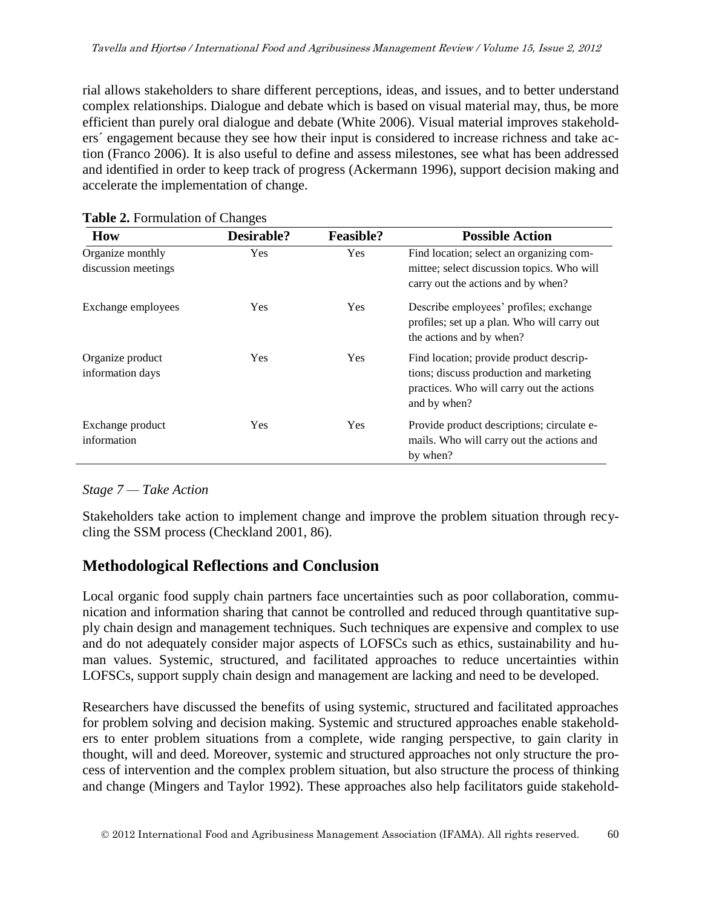rial allows stakeholders to share different perceptions, ideas, and issues, and to better understand complex relationships. Dialogue and debate which is based on visual material may, thus, be more efficient than purely oral dialogue and debate (White 2006). Visual material improves stakeholders´ engagement because they see how their input is considered to increase richness and take action (Franco 2006). It is also useful to define and assess milestones, see what has been addressed and identified in order to keep track of progress (Ackermann 1996), support decision making and accelerate the implementation of change.

**Table 2.** Formulation of Changes

| How | Desirable? | Feasible? | Possible Action |
|---|---|---|---|
| Organize monthly discussion meetings | Yes | Yes | Find location; select an organizing committee; select discussion topics. Who will carry out the actions and by when? |
| Exchange employees | Yes | Yes | Describe employees' profiles; exchange profiles; set up a plan. Who will carry out the actions and by when? |
| Organize product information days | Yes | Yes | Find location; provide product descriptions; discuss production and marketing practices. Who will carry out the actions and by when? |
| Exchange product information | Yes | Yes | Provide product descriptions; circulate e-mails. Who will carry out the actions and by when? |

*Stage 7 — Take Action*

Stakeholders take action to implement change and improve the problem situation through recycling the SSM process (Checkland 2001, 86).

## Methodological Reflections and Conclusion

Local organic food supply chain partners face uncertainties such as poor collaboration, communication and information sharing that cannot be controlled and reduced through quantitative supply chain design and management techniques. Such techniques are expensive and complex to use and do not adequately consider major aspects of LOFSCs such as ethics, sustainability and human values. Systemic, structured, and facilitated approaches to reduce uncertainties within LOFSCs, support supply chain design and management are lacking and need to be developed.

Researchers have discussed the benefits of using systemic, structured and facilitated approaches for problem solving and decision making. Systemic and structured approaches enable stakeholders to enter problem situations from a complete, wide ranging perspective, to gain clarity in thought, will and deed. Moreover, systemic and structured approaches not only structure the process of intervention and the complex problem situation, but also structure the process of thinking and change (Mingers and Taylor 1992). These approaches also help facilitators guide stakehold-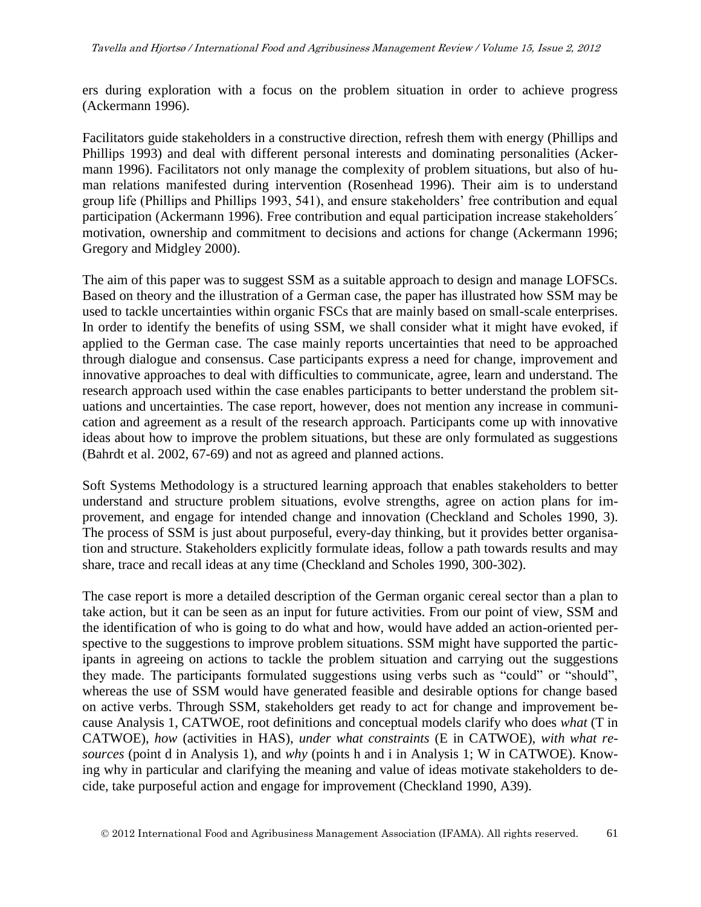ers during exploration with a focus on the problem situation in order to achieve progress (Ackermann 1996).

Facilitators guide stakeholders in a constructive direction, refresh them with energy (Phillips and Phillips 1993) and deal with different personal interests and dominating personalities (Ackermann 1996). Facilitators not only manage the complexity of problem situations, but also of human relations manifested during intervention (Rosenhead 1996). Their aim is to understand group life (Phillips and Phillips 1993, 541), and ensure stakeholders' free contribution and equal participation (Ackermann 1996). Free contribution and equal participation increase stakeholders´ motivation, ownership and commitment to decisions and actions for change (Ackermann 1996; Gregory and Midgley 2000).

The aim of this paper was to suggest SSM as a suitable approach to design and manage LOFSCs. Based on theory and the illustration of a German case, the paper has illustrated how SSM may be used to tackle uncertainties within organic FSCs that are mainly based on small-scale enterprises. In order to identify the benefits of using SSM, we shall consider what it might have evoked, if applied to the German case. The case mainly reports uncertainties that need to be approached through dialogue and consensus. Case participants express a need for change, improvement and innovative approaches to deal with difficulties to communicate, agree, learn and understand. The research approach used within the case enables participants to better understand the problem situations and uncertainties. The case report, however, does not mention any increase in communication and agreement as a result of the research approach. Participants come up with innovative ideas about how to improve the problem situations, but these are only formulated as suggestions (Bahrdt et al. 2002, 67-69) and not as agreed and planned actions.

Soft Systems Methodology is a structured learning approach that enables stakeholders to better understand and structure problem situations, evolve strengths, agree on action plans for improvement, and engage for intended change and innovation (Checkland and Scholes 1990, 3). The process of SSM is just about purposeful, every-day thinking, but it provides better organisation and structure. Stakeholders explicitly formulate ideas, follow a path towards results and may share, trace and recall ideas at any time (Checkland and Scholes 1990, 300-302).

The case report is more a detailed description of the German organic cereal sector than a plan to take action, but it can be seen as an input for future activities. From our point of view, SSM and the identification of who is going to do what and how, would have added an action-oriented perspective to the suggestions to improve problem situations. SSM might have supported the participants in agreeing on actions to tackle the problem situation and carrying out the suggestions they made. The participants formulated suggestions using verbs such as "could" or "should", whereas the use of SSM would have generated feasible and desirable options for change based on active verbs. Through SSM, stakeholders get ready to act for change and improvement because Analysis 1, CATWOE, root definitions and conceptual models clarify who does *what* (T in CATWOE), *how* (activities in HAS), *under what constraints* (E in CATWOE), *with what resources* (point d in Analysis 1), and *why* (points h and i in Analysis 1; W in CATWOE). Knowing why in particular and clarifying the meaning and value of ideas motivate stakeholders to decide, take purposeful action and engage for improvement (Checkland 1990, A39).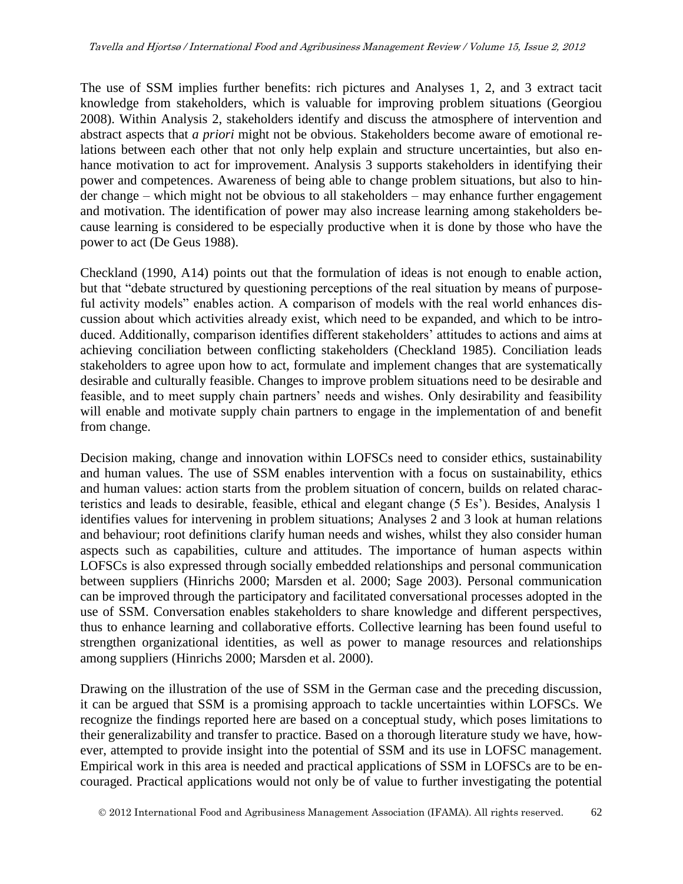The use of SSM implies further benefits: rich pictures and Analyses 1, 2, and 3 extract tacit knowledge from stakeholders, which is valuable for improving problem situations (Georgiou 2008). Within Analysis 2, stakeholders identify and discuss the atmosphere of intervention and abstract aspects that *a priori* might not be obvious. Stakeholders become aware of emotional relations between each other that not only help explain and structure uncertainties, but also enhance motivation to act for improvement. Analysis 3 supports stakeholders in identifying their power and competences. Awareness of being able to change problem situations, but also to hinder change – which might not be obvious to all stakeholders – may enhance further engagement and motivation. The identification of power may also increase learning among stakeholders because learning is considered to be especially productive when it is done by those who have the power to act (De Geus 1988).

Checkland (1990, A14) points out that the formulation of ideas is not enough to enable action, but that "debate structured by questioning perceptions of the real situation by means of purposeful activity models" enables action. A comparison of models with the real world enhances discussion about which activities already exist, which need to be expanded, and which to be introduced. Additionally, comparison identifies different stakeholders' attitudes to actions and aims at achieving conciliation between conflicting stakeholders (Checkland 1985). Conciliation leads stakeholders to agree upon how to act, formulate and implement changes that are systematically desirable and culturally feasible. Changes to improve problem situations need to be desirable and feasible, and to meet supply chain partners' needs and wishes. Only desirability and feasibility will enable and motivate supply chain partners to engage in the implementation of and benefit from change.

Decision making, change and innovation within LOFSCs need to consider ethics, sustainability and human values. The use of SSM enables intervention with a focus on sustainability, ethics and human values: action starts from the problem situation of concern, builds on related characteristics and leads to desirable, feasible, ethical and elegant change (5 Es'). Besides, Analysis 1 identifies values for intervening in problem situations; Analyses 2 and 3 look at human relations and behaviour; root definitions clarify human needs and wishes, whilst they also consider human aspects such as capabilities, culture and attitudes. The importance of human aspects within LOFSCs is also expressed through socially embedded relationships and personal communication between suppliers (Hinrichs 2000; Marsden et al. 2000; Sage 2003). Personal communication can be improved through the participatory and facilitated conversational processes adopted in the use of SSM. Conversation enables stakeholders to share knowledge and different perspectives, thus to enhance learning and collaborative efforts. Collective learning has been found useful to strengthen organizational identities, as well as power to manage resources and relationships among suppliers (Hinrichs 2000; Marsden et al. 2000).

Drawing on the illustration of the use of SSM in the German case and the preceding discussion, it can be argued that SSM is a promising approach to tackle uncertainties within LOFSCs. We recognize the findings reported here are based on a conceptual study, which poses limitations to their generalizability and transfer to practice. Based on a thorough literature study we have, however, attempted to provide insight into the potential of SSM and its use in LOFSC management. Empirical work in this area is needed and practical applications of SSM in LOFSCs are to be encouraged. Practical applications would not only be of value to further investigating the potential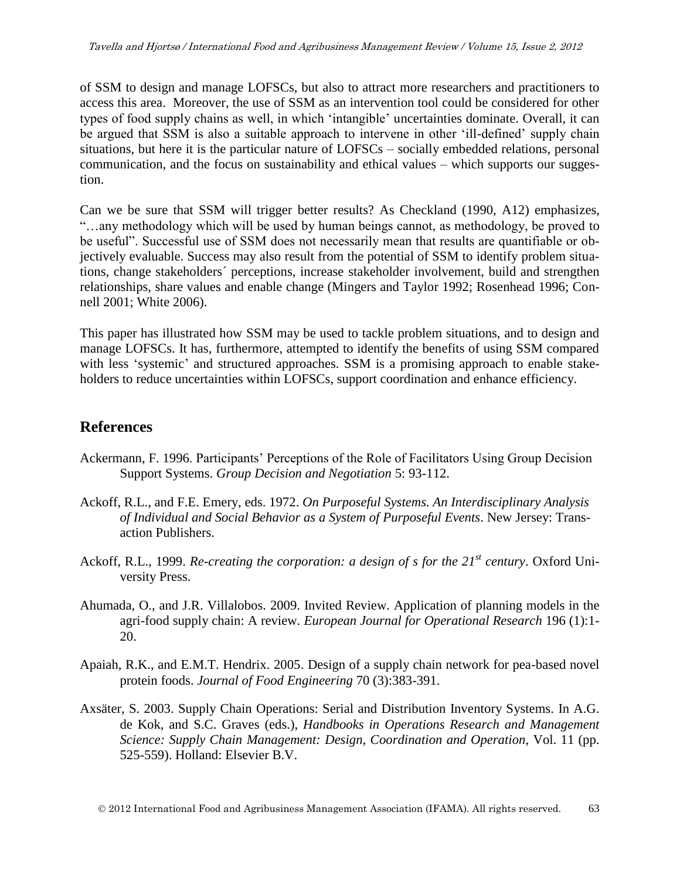of SSM to design and manage LOFSCs, but also to attract more researchers and practitioners to access this area. Moreover, the use of SSM as an intervention tool could be considered for other types of food supply chains as well, in which 'intangible' uncertainties dominate. Overall, it can be argued that SSM is also a suitable approach to intervene in other 'ill-defined' supply chain situations, but here it is the particular nature of LOFSCs – socially embedded relations, personal communication, and the focus on sustainability and ethical values – which supports our suggestion.

Can we be sure that SSM will trigger better results? As Checkland (1990, A12) emphasizes, "…any methodology which will be used by human beings cannot, as methodology, be proved to be useful". Successful use of SSM does not necessarily mean that results are quantifiable or objectively evaluable. Success may also result from the potential of SSM to identify problem situations, change stakeholders´ perceptions, increase stakeholder involvement, build and strengthen relationships, share values and enable change (Mingers and Taylor 1992; Rosenhead 1996; Connell 2001; White 2006).

This paper has illustrated how SSM may be used to tackle problem situations, and to design and manage LOFSCs. It has, furthermore, attempted to identify the benefits of using SSM compared with less 'systemic' and structured approaches. SSM is a promising approach to enable stakeholders to reduce uncertainties within LOFSCs, support coordination and enhance efficiency.

## References

Ackermann, F. 1996. Participants' Perceptions of the Role of Facilitators Using Group Decision Support Systems. *Group Decision and Negotiation* 5: 93-112.

Ackoff, R.L., and F.E. Emery, eds. 1972. *On Purposeful Systems. An Interdisciplinary Analysis of Individual and Social Behavior as a System of Purposeful Events*. New Jersey: Transaction Publishers.

Ackoff, R.L., 1999. *Re-creating the corporation: a design of s for the 21st century*. Oxford University Press.

Ahumada, O., and J.R. Villalobos. 2009. Invited Review. Application of planning models in the agri-food supply chain: A review. *European Journal for Operational Research* 196 (1):1-20.

Apaiah, R.K., and E.M.T. Hendrix. 2005. Design of a supply chain network for pea-based novel protein foods. *Journal of Food Engineering* 70 (3):383-391.

Axsäter, S. 2003. Supply Chain Operations: Serial and Distribution Inventory Systems. In A.G. de Kok, and S.C. Graves (eds.), *Handbooks in Operations Research and Management Science: Supply Chain Management: Design, Coordination and Operation*, Vol. 11 (pp. 525-559). Holland: Elsevier B.V.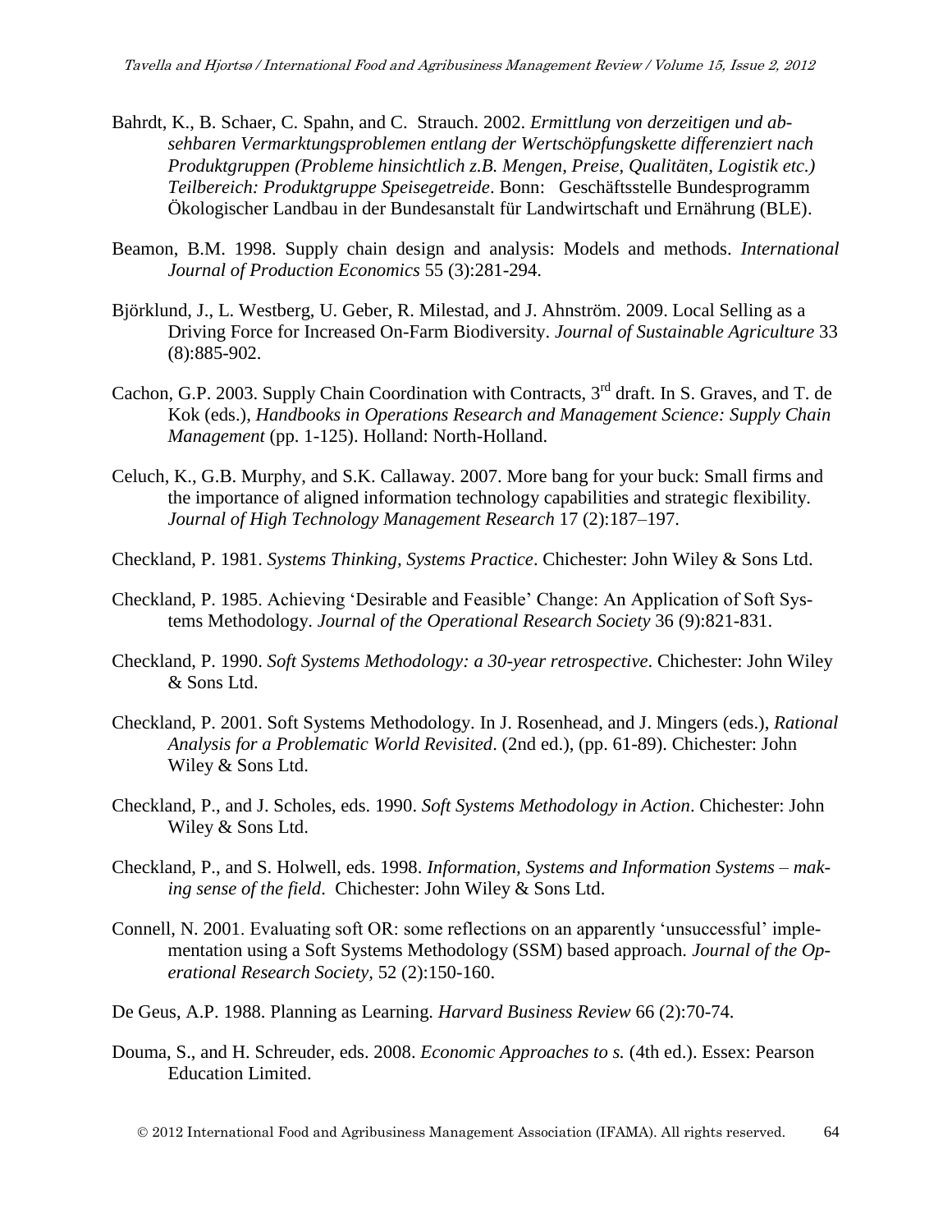Bahrdt, K., B. Schaer, C. Spahn, and C. Strauch. 2002. *Ermittlung von derzeitigen und absehbaren Vermarktungsproblemen entlang der Wertschöpfungskette differenziert nach Produktgruppen (Probleme hinsichtlich z.B. Mengen, Preise, Qualitäten, Logistik etc.) Teilbereich: Produktgruppe Speisegetreide*. Bonn: Geschäftsstelle Bundesprogramm Ökologischer Landbau in der Bundesanstalt für Landwirtschaft und Ernährung (BLE).

Beamon, B.M. 1998. Supply chain design and analysis: Models and methods. *International Journal of Production Economics* 55 (3):281-294.

Björklund, J., L. Westberg, U. Geber, R. Milestad, and J. Ahnström. 2009. Local Selling as a Driving Force for Increased On-Farm Biodiversity. *Journal of Sustainable Agriculture* 33 (8):885-902.

Cachon, G.P. 2003. Supply Chain Coordination with Contracts, 3rd draft. In S. Graves, and T. de Kok (eds.), *Handbooks in Operations Research and Management Science: Supply Chain Management* (pp. 1-125). Holland: North-Holland.

Celuch, K., G.B. Murphy, and S.K. Callaway. 2007. More bang for your buck: Small firms and the importance of aligned information technology capabilities and strategic flexibility. *Journal of High Technology Management Research* 17 (2):187–197.

Checkland, P. 1981. *Systems Thinking, Systems Practice*. Chichester: John Wiley & Sons Ltd.

Checkland, P. 1985. Achieving 'Desirable and Feasible' Change: An Application of Soft Systems Methodology. *Journal of the Operational Research Society* 36 (9):821-831.

Checkland, P. 1990. *Soft Systems Methodology: a 30-year retrospective*. Chichester: John Wiley & Sons Ltd.

Checkland, P. 2001. Soft Systems Methodology. In J. Rosenhead, and J. Mingers (eds.), *Rational Analysis for a Problematic World Revisited*. (2nd ed.), (pp. 61-89). Chichester: John Wiley & Sons Ltd.

Checkland, P., and J. Scholes, eds. 1990. *Soft Systems Methodology in Action*. Chichester: John Wiley & Sons Ltd.

Checkland, P., and S. Holwell, eds. 1998. *Information, Systems and Information Systems – making sense of the field*. Chichester: John Wiley & Sons Ltd.

Connell, N. 2001. Evaluating soft OR: some reflections on an apparently 'unsuccessful' implementation using a Soft Systems Methodology (SSM) based approach. *Journal of the Operational Research Society,* 52 (2):150-160.

De Geus, A.P. 1988. Planning as Learning. *Harvard Business Review* 66 (2):70-74.

Douma, S., and H. Schreuder, eds. 2008. *Economic Approaches to s.* (4th ed.). Essex: Pearson Education Limited.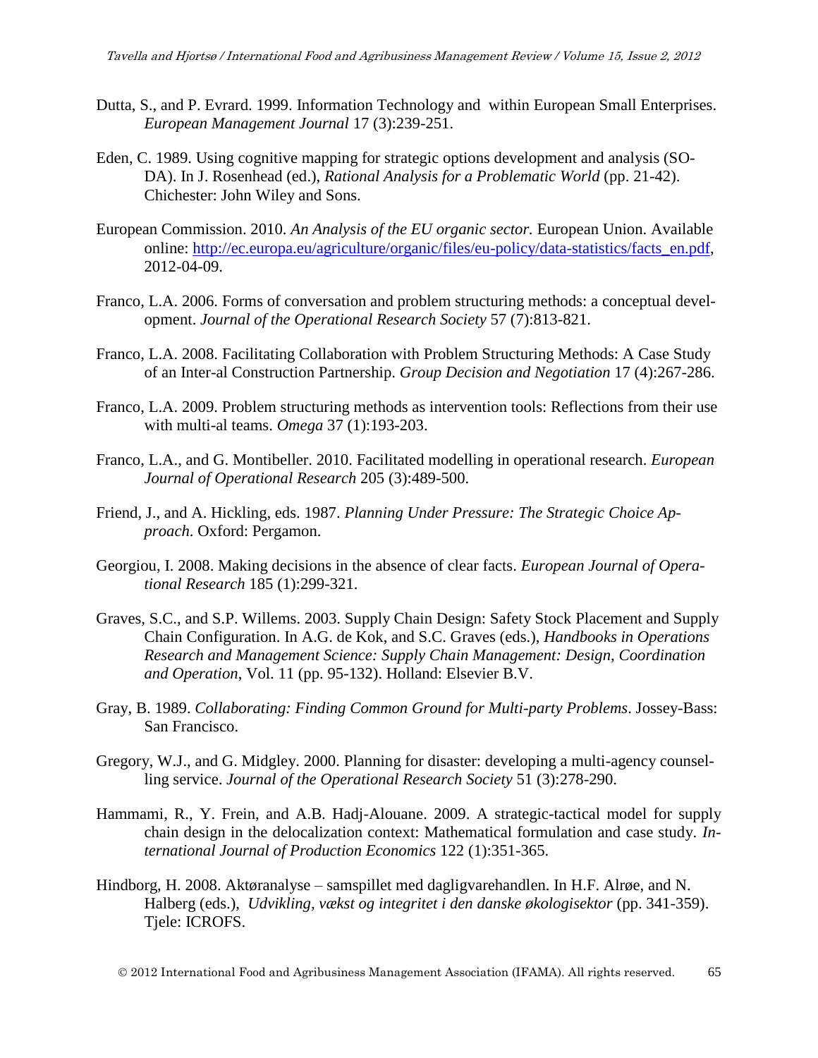Dutta, S., and P. Evrard. 1999. Information Technology and  within European Small Enterprises. *European Management Journal* 17 (3):239-251.

Eden, C. 1989. Using cognitive mapping for strategic options development and analysis (SO-DA). In J. Rosenhead (ed.), *Rational Analysis for a Problematic World* (pp. 21-42). Chichester: John Wiley and Sons.

European Commission. 2010. *An Analysis of the EU organic sector.* European Union. Available online: http://ec.europa.eu/agriculture/organic/files/eu-policy/data-statistics/facts_en.pdf, 2012-04-09.

Franco, L.A. 2006. Forms of conversation and problem structuring methods: a conceptual development. *Journal of the Operational Research Society* 57 (7):813-821.

Franco, L.A. 2008. Facilitating Collaboration with Problem Structuring Methods: A Case Study of an Inter-al Construction Partnership. *Group Decision and Negotiation* 17 (4):267-286.

Franco, L.A. 2009. Problem structuring methods as intervention tools: Reflections from their use with multi-al teams. *Omega* 37 (1):193-203.

Franco, L.A., and G. Montibeller. 2010. Facilitated modelling in operational research. *European Journal of Operational Research* 205 (3):489-500.

Friend, J., and A. Hickling, eds. 1987. *Planning Under Pressure: The Strategic Choice Approach.* Oxford: Pergamon.

Georgiou, I. 2008. Making decisions in the absence of clear facts. *European Journal of Operational Research* 185 (1):299-321.

Graves, S.C., and S.P. Willems. 2003. Supply Chain Design: Safety Stock Placement and Supply Chain Configuration. In A.G. de Kok, and S.C. Graves (eds.), *Handbooks in Operations Research and Management Science: Supply Chain Management: Design, Coordination and Operation*, Vol. 11 (pp. 95-132). Holland: Elsevier B.V.

Gray, B. 1989. *Collaborating: Finding Common Ground for Multi-party Problems*. Jossey-Bass: San Francisco.

Gregory, W.J., and G. Midgley. 2000. Planning for disaster: developing a multi-agency counselling service. *Journal of the Operational Research Society* 51 (3):278-290.

Hammami, R., Y. Frein, and A.B. Hadj-Alouane. 2009. A strategic-tactical model for supply chain design in the delocalization context: Mathematical formulation and case study. *International Journal of Production Economics* 122 (1):351-365.

Hindborg, H. 2008. Aktøranalyse – samspillet med dagligvarehandlen. In H.F. Alrøe, and N. Halberg (eds.), *Udvikling, vækst og integritet i den danske økologisektor* (pp. 341-359). Tjele: ICROFS.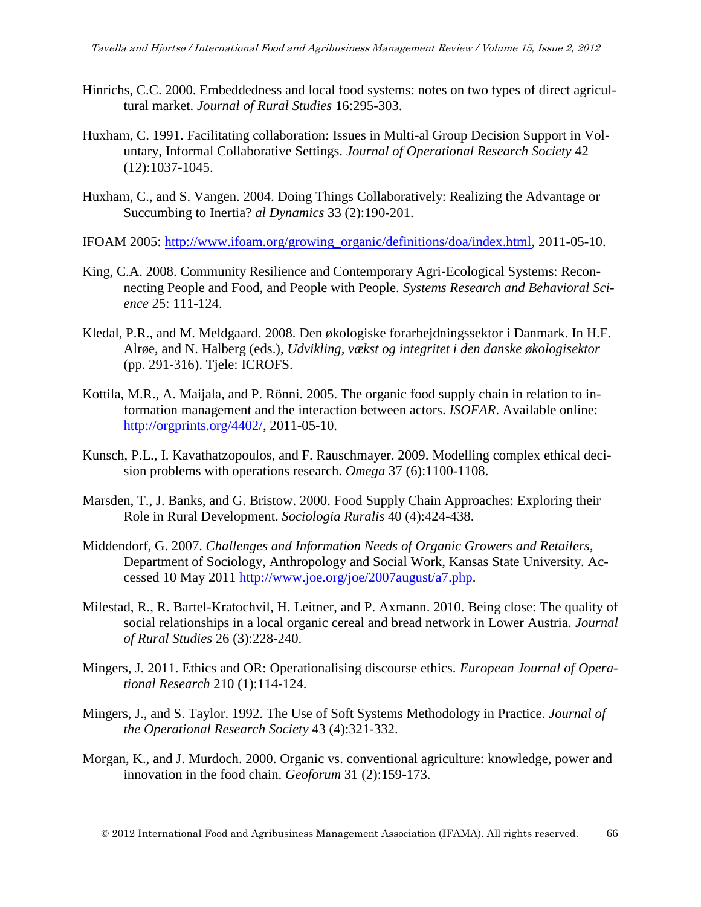Hinrichs, C.C. 2000. Embeddedness and local food systems: notes on two types of direct agricultural market. *Journal of Rural Studies* 16:295-303.

Huxham, C. 1991. Facilitating collaboration: Issues in Multi-al Group Decision Support in Voluntary, Informal Collaborative Settings. *Journal of Operational Research Society* 42 (12):1037-1045.

Huxham, C., and S. Vangen. 2004. Doing Things Collaboratively: Realizing the Advantage or Succumbing to Inertia? *al Dynamics* 33 (2):190-201.

IFOAM 2005: http://www.ifoam.org/growing_organic/definitions/doa/index.html, 2011-05-10.

King, C.A. 2008. Community Resilience and Contemporary Agri-Ecological Systems: Reconnecting People and Food, and People with People. *Systems Research and Behavioral Science* 25: 111-124.

Kledal, P.R., and M. Meldgaard. 2008. Den økologiske forarbejdningssektor i Danmark. In H.F. Alrøe, and N. Halberg (eds.), *Udvikling, vækst og integritet i den danske økologisektor* (pp. 291-316). Tjele: ICROFS.

Kottila, M.R., A. Maijala, and P. Rönni. 2005. The organic food supply chain in relation to information management and the interaction between actors. *ISOFAR*. Available online: http://orgprints.org/4402/, 2011-05-10.

Kunsch, P.L., I. Kavathatzopoulos, and F. Rauschmayer. 2009. Modelling complex ethical decision problems with operations research. *Omega* 37 (6):1100-1108.

Marsden, T., J. Banks, and G. Bristow. 2000. Food Supply Chain Approaches: Exploring their Role in Rural Development. *Sociologia Ruralis* 40 (4):424-438.

Middendorf, G. 2007. *Challenges and Information Needs of Organic Growers and Retailers*, Department of Sociology, Anthropology and Social Work, Kansas State University. Accessed 10 May 2011 http://www.joe.org/joe/2007august/a7.php.

Milestad, R., R. Bartel-Kratochvil, H. Leitner, and P. Axmann. 2010. Being close: The quality of social relationships in a local organic cereal and bread network in Lower Austria. *Journal of Rural Studies* 26 (3):228-240.

Mingers, J. 2011. Ethics and OR: Operationalising discourse ethics. *European Journal of Operational Research* 210 (1):114-124.

Mingers, J., and S. Taylor. 1992. The Use of Soft Systems Methodology in Practice. *Journal of the Operational Research Society* 43 (4):321-332.

Morgan, K., and J. Murdoch. 2000. Organic vs. conventional agriculture: knowledge, power and innovation in the food chain. *Geoforum* 31 (2):159-173.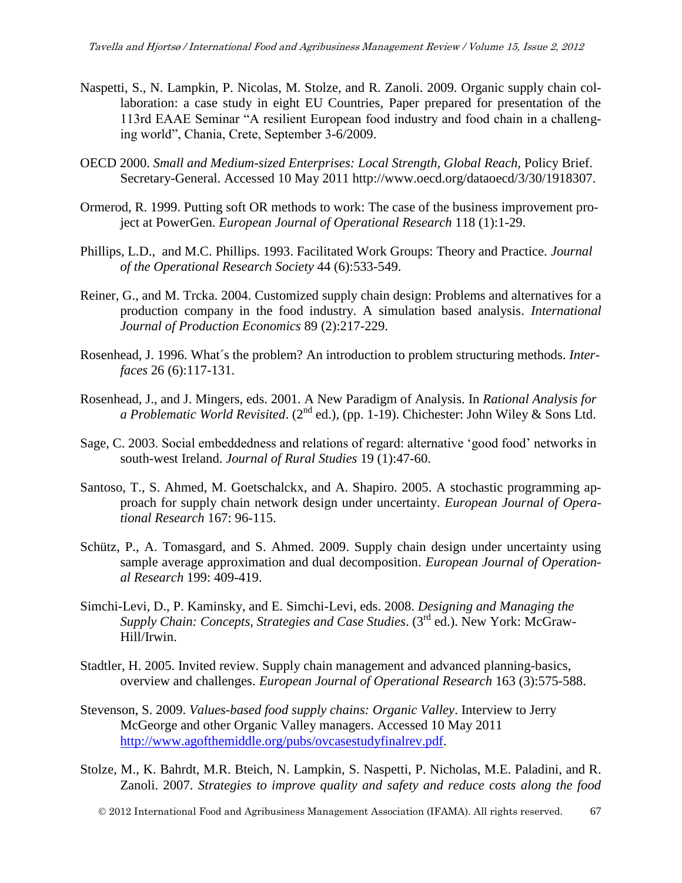Naspetti, S., N. Lampkin, P. Nicolas, M. Stolze, and R. Zanoli. 2009. Organic supply chain collaboration: a case study in eight EU Countries, Paper prepared for presentation of the 113rd EAAE Seminar "A resilient European food industry and food chain in a challenging world", Chania, Crete, September 3-6/2009.

OECD 2000. *Small and Medium-sized Enterprises: Local Strength, Global Reach*, Policy Brief. Secretary-General. Accessed 10 May 2011 http://www.oecd.org/dataoecd/3/30/1918307.

Ormerod, R. 1999. Putting soft OR methods to work: The case of the business improvement project at PowerGen. *European Journal of Operational Research* 118 (1):1-29.

Phillips, L.D., and M.C. Phillips. 1993. Facilitated Work Groups: Theory and Practice. *Journal of the Operational Research Society* 44 (6):533-549.

Reiner, G., and M. Trcka. 2004. Customized supply chain design: Problems and alternatives for a production company in the food industry. A simulation based analysis. *International Journal of Production Economics* 89 (2):217-229.

Rosenhead, J. 1996. What´s the problem? An introduction to problem structuring methods. *Interfaces* 26 (6):117-131.

Rosenhead, J., and J. Mingers, eds. 2001. A New Paradigm of Analysis. In *Rational Analysis for a Problematic World Revisited*. (2nd ed.), (pp. 1-19). Chichester: John Wiley & Sons Ltd.

Sage, C. 2003. Social embeddedness and relations of regard: alternative 'good food' networks in south-west Ireland. *Journal of Rural Studies* 19 (1):47-60.

Santoso, T., S. Ahmed, M. Goetschalckx, and A. Shapiro. 2005. A stochastic programming approach for supply chain network design under uncertainty. *European Journal of Operational Research* 167: 96-115.

Schütz, P., A. Tomasgard, and S. Ahmed. 2009. Supply chain design under uncertainty using sample average approximation and dual decomposition. *European Journal of Operational Research* 199: 409-419.

Simchi-Levi, D., P. Kaminsky, and E. Simchi-Levi, eds. 2008. *Designing and Managing the Supply Chain: Concepts, Strategies and Case Studies*. (3rd ed.). New York: McGraw-Hill/Irwin.

Stadtler, H. 2005. Invited review. Supply chain management and advanced planning-basics, overview and challenges. *European Journal of Operational Research* 163 (3):575-588.

Stevenson, S. 2009. *Values-based food supply chains: Organic Valley*. Interview to Jerry McGeorge and other Organic Valley managers. Accessed 10 May 2011 http://www.agofthemiddle.org/pubs/ovcasestudyfinalrev.pdf.

Stolze, M., K. Bahrdt, M.R. Bteich, N. Lampkin, S. Naspetti, P. Nicholas, M.E. Paladini, and R. Zanoli. 2007. *Strategies to improve quality and safety and reduce costs along the food*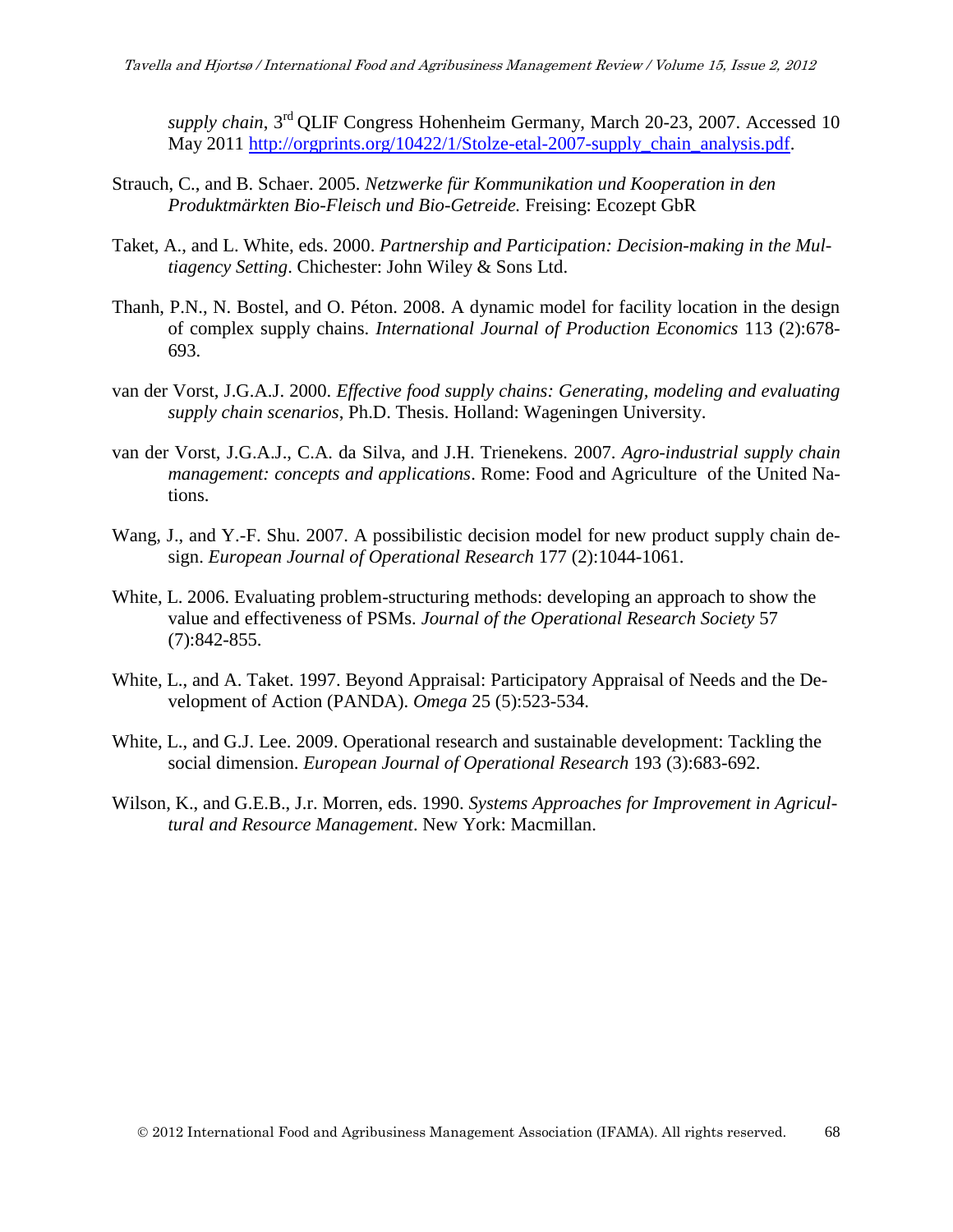*supply chain*, 3rd QLIF Congress Hohenheim Germany, March 20-23, 2007. Accessed 10 May 2011 http://orgprints.org/10422/1/Stolze-etal-2007-supply_chain_analysis.pdf.

Strauch, C., and B. Schaer. 2005. *Netzwerke für Kommunikation und Kooperation in den Produktmärkten Bio-Fleisch und Bio-Getreide.* Freising: Ecozept GbR

Taket, A., and L. White, eds. 2000. *Partnership and Participation: Decision-making in the Multiagency Setting*. Chichester: John Wiley & Sons Ltd.

Thanh, P.N., N. Bostel, and O. Péton. 2008. A dynamic model for facility location in the design of complex supply chains. *International Journal of Production Economics* 113 (2):678-693.

van der Vorst, J.G.A.J. 2000. *Effective food supply chains: Generating, modeling and evaluating supply chain scenarios*, Ph.D. Thesis. Holland: Wageningen University.

van der Vorst, J.G.A.J., C.A. da Silva, and J.H. Trienekens. 2007. *Agro-industrial supply chain management: concepts and applications*. Rome: Food and Agriculture of the United Nations.

Wang, J., and Y.-F. Shu. 2007. A possibilistic decision model for new product supply chain design. *European Journal of Operational Research* 177 (2):1044-1061.

White, L. 2006. Evaluating problem-structuring methods: developing an approach to show the value and effectiveness of PSMs. *Journal of the Operational Research Society* 57 (7):842-855.

White, L., and A. Taket. 1997. Beyond Appraisal: Participatory Appraisal of Needs and the Development of Action (PANDA). *Omega* 25 (5):523-534.

White, L., and G.J. Lee. 2009. Operational research and sustainable development: Tackling the social dimension. *European Journal of Operational Research* 193 (3):683-692.

Wilson, K., and G.E.B., J.r. Morren, eds. 1990. *Systems Approaches for Improvement in Agricultural and Resource Management*. New York: Macmillan.